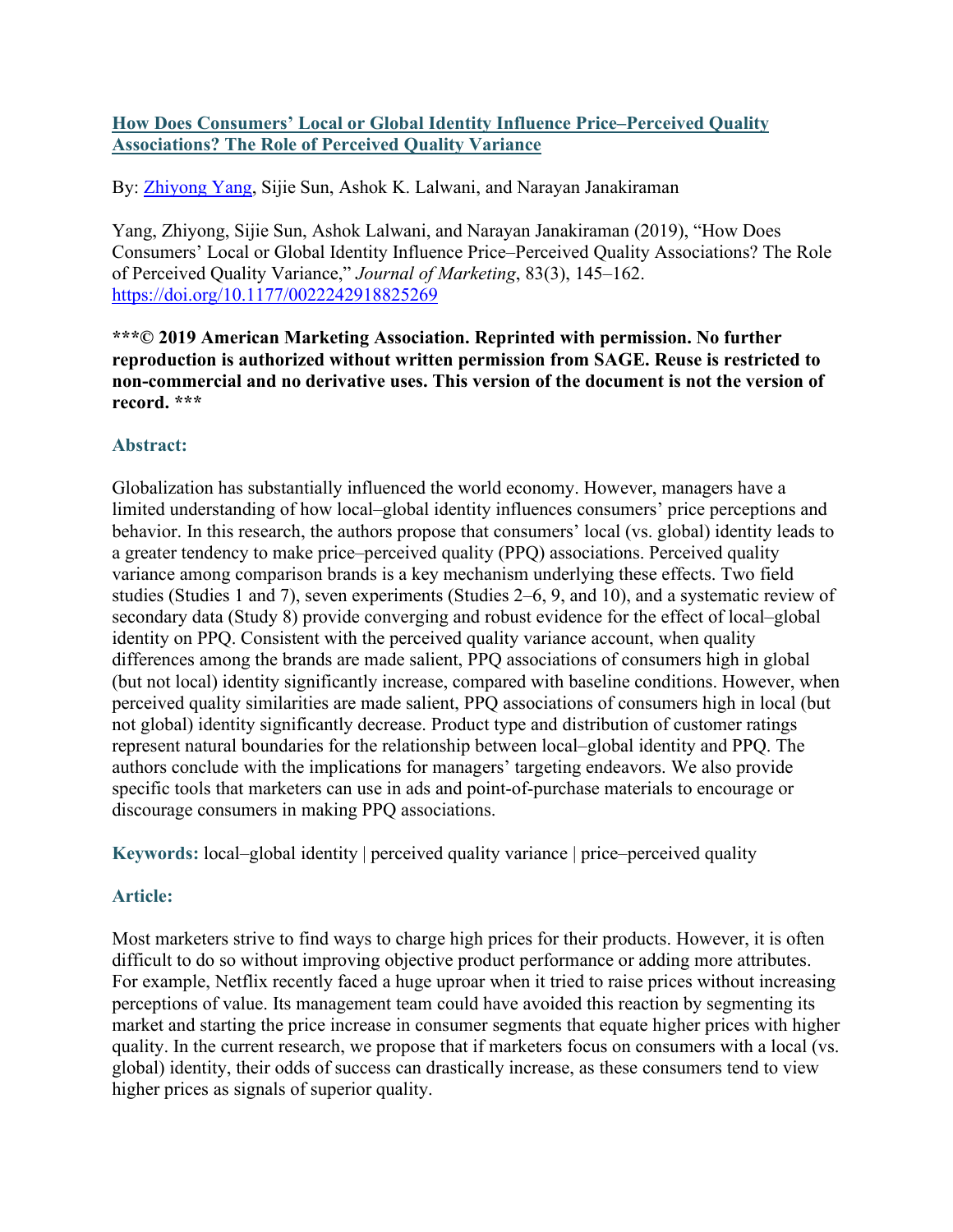# [How Does Consumers' Local or Global Identity Influence Price–Perceived Quality Associations? The Role of Perceived Quality Variance](https://doi.org/10.1177/0022242918825269)

By: [Zhiyong Yang](#), Sijie Sun, Ashok K. Lalwani, and Narayan Janakiraman

Yang, Zhiyong, Sijie Sun, Ashok Lalwani, and Narayan Janakiraman (2019), "How Does Consumers' Local or Global Identity Influence Price–Perceived Quality Associations? The Role of Perceived Quality Variance," *Journal of Marketing*, 83(3), 145–162. https://doi.org/10.1177/0022242918825269

**\*\*\*© 2019 American Marketing Association. Reprinted with permission. No further reproduction is authorized without written permission from SAGE. Reuse is restricted to non-commercial and no derivative uses. This version of the document is not the version of record. \*\*\***

## Abstract:

Globalization has substantially influenced the world economy. However, managers have a limited understanding of how local–global identity influences consumers' price perceptions and behavior. In this research, the authors propose that consumers' local (vs. global) identity leads to a greater tendency to make price–perceived quality (PPQ) associations. Perceived quality variance among comparison brands is a key mechanism underlying these effects. Two field studies (Studies 1 and 7), seven experiments (Studies 2–6, 9, and 10), and a systematic review of secondary data (Study 8) provide converging and robust evidence for the effect of local–global identity on PPQ. Consistent with the perceived quality variance account, when quality differences among the brands are made salient, PPQ associations of consumers high in global (but not local) identity significantly increase, compared with baseline conditions. However, when perceived quality similarities are made salient, PPQ associations of consumers high in local (but not global) identity significantly decrease. Product type and distribution of customer ratings represent natural boundaries for the relationship between local–global identity and PPQ. The authors conclude with the implications for managers' targeting endeavors. We also provide specific tools that marketers can use in ads and point-of-purchase materials to encourage or discourage consumers in making PPQ associations.

**Keywords:** local–global identity | perceived quality variance | price–perceived quality

## Article:

Most marketers strive to find ways to charge high prices for their products. However, it is often difficult to do so without improving objective product performance or adding more attributes. For example, Netflix recently faced a huge uproar when it tried to raise prices without increasing perceptions of value. Its management team could have avoided this reaction by segmenting its market and starting the price increase in consumer segments that equate higher prices with higher quality. In the current research, we propose that if marketers focus on consumers with a local (vs. global) identity, their odds of success can drastically increase, as these consumers tend to view higher prices as signals of superior quality.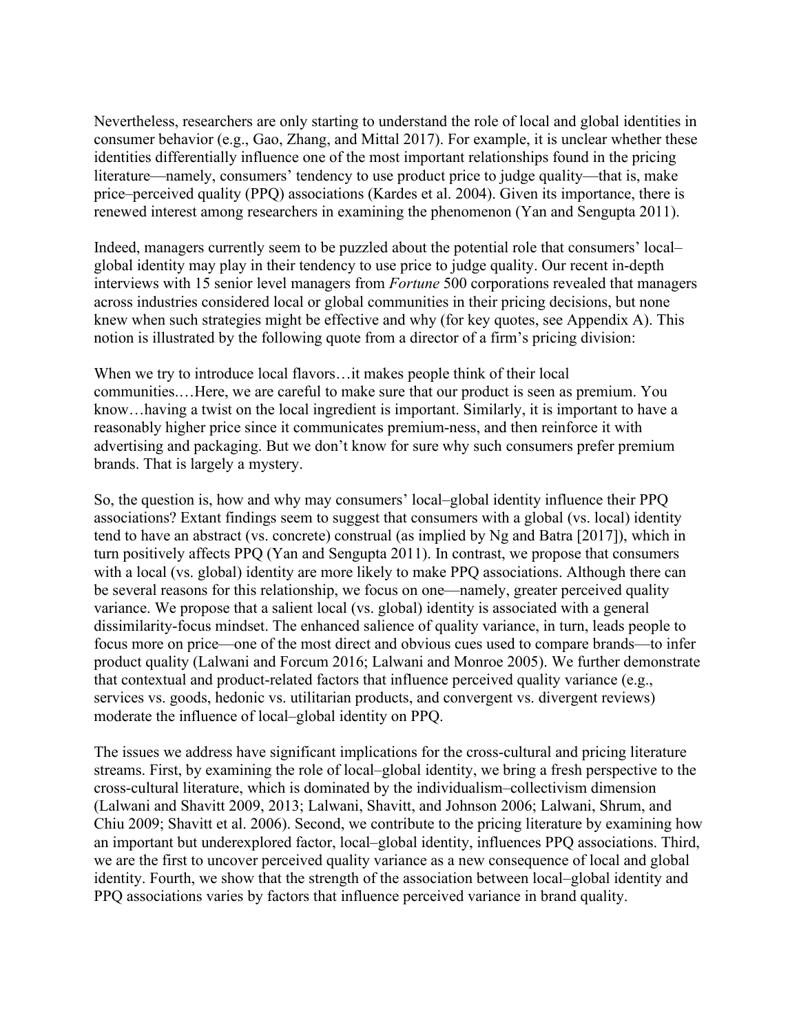Nevertheless, researchers are only starting to understand the role of local and global identities in consumer behavior (e.g., Gao, Zhang, and Mittal 2017). For example, it is unclear whether these identities differentially influence one of the most important relationships found in the pricing literature—namely, consumers' tendency to use product price to judge quality—that is, make price–perceived quality (PPQ) associations (Kardes et al. 2004). Given its importance, there is renewed interest among researchers in examining the phenomenon (Yan and Sengupta 2011).

Indeed, managers currently seem to be puzzled about the potential role that consumers' local–global identity may play in their tendency to use price to judge quality. Our recent in-depth interviews with 15 senior level managers from *Fortune* 500 corporations revealed that managers across industries considered local or global communities in their pricing decisions, but none knew when such strategies might be effective and why (for key quotes, see Appendix A). This notion is illustrated by the following quote from a director of a firm's pricing division:

When we try to introduce local flavors…it makes people think of their local communities.…Here, we are careful to make sure that our product is seen as premium. You know…having a twist on the local ingredient is important. Similarly, it is important to have a reasonably higher price since it communicates premium-ness, and then reinforce it with advertising and packaging. But we don't know for sure why such consumers prefer premium brands. That is largely a mystery.

So, the question is, how and why may consumers' local–global identity influence their PPQ associations? Extant findings seem to suggest that consumers with a global (vs. local) identity tend to have an abstract (vs. concrete) construal (as implied by Ng and Batra [2017]), which in turn positively affects PPQ (Yan and Sengupta 2011). In contrast, we propose that consumers with a local (vs. global) identity are more likely to make PPQ associations. Although there can be several reasons for this relationship, we focus on one—namely, greater perceived quality variance. We propose that a salient local (vs. global) identity is associated with a general dissimilarity-focus mindset. The enhanced salience of quality variance, in turn, leads people to focus more on price—one of the most direct and obvious cues used to compare brands—to infer product quality (Lalwani and Forcum 2016; Lalwani and Monroe 2005). We further demonstrate that contextual and product-related factors that influence perceived quality variance (e.g., services vs. goods, hedonic vs. utilitarian products, and convergent vs. divergent reviews) moderate the influence of local–global identity on PPQ.

The issues we address have significant implications for the cross-cultural and pricing literature streams. First, by examining the role of local–global identity, we bring a fresh perspective to the cross-cultural literature, which is dominated by the individualism–collectivism dimension (Lalwani and Shavitt 2009, 2013; Lalwani, Shavitt, and Johnson 2006; Lalwani, Shrum, and Chiu 2009; Shavitt et al. 2006). Second, we contribute to the pricing literature by examining how an important but underexplored factor, local–global identity, influences PPQ associations. Third, we are the first to uncover perceived quality variance as a new consequence of local and global identity. Fourth, we show that the strength of the association between local–global identity and PPQ associations varies by factors that influence perceived variance in brand quality.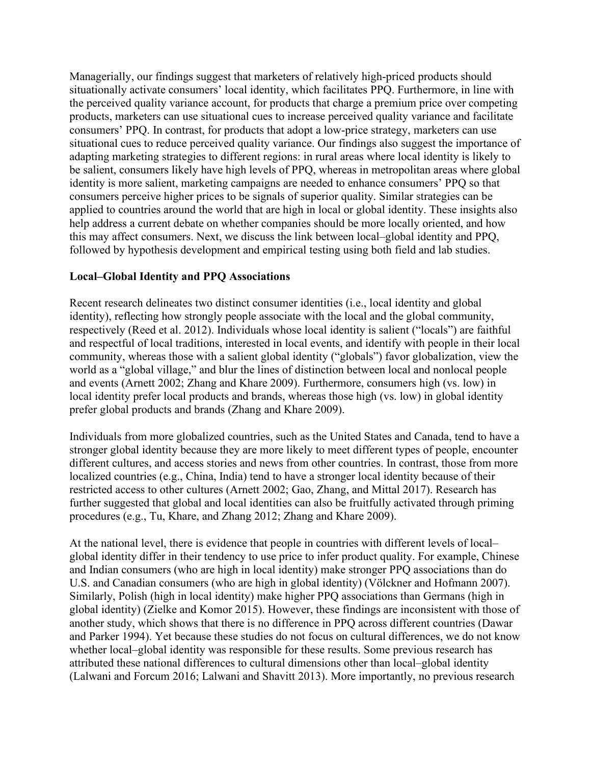Managerially, our findings suggest that marketers of relatively high-priced products should situationally activate consumers' local identity, which facilitates PPQ. Furthermore, in line with the perceived quality variance account, for products that charge a premium price over competing products, marketers can use situational cues to increase perceived quality variance and facilitate consumers' PPQ. In contrast, for products that adopt a low-price strategy, marketers can use situational cues to reduce perceived quality variance. Our findings also suggest the importance of adapting marketing strategies to different regions: in rural areas where local identity is likely to be salient, consumers likely have high levels of PPQ, whereas in metropolitan areas where global identity is more salient, marketing campaigns are needed to enhance consumers' PPQ so that consumers perceive higher prices to be signals of superior quality. Similar strategies can be applied to countries around the world that are high in local or global identity. These insights also help address a current debate on whether companies should be more locally oriented, and how this may affect consumers. Next, we discuss the link between local–global identity and PPQ, followed by hypothesis development and empirical testing using both field and lab studies.

**Local–Global Identity and PPQ Associations**

Recent research delineates two distinct consumer identities (i.e., local identity and global identity), reflecting how strongly people associate with the local and the global community, respectively (Reed et al. 2012). Individuals whose local identity is salient ("locals") are faithful and respectful of local traditions, interested in local events, and identify with people in their local community, whereas those with a salient global identity ("globals") favor globalization, view the world as a "global village," and blur the lines of distinction between local and nonlocal people and events (Arnett 2002; Zhang and Khare 2009). Furthermore, consumers high (vs. low) in local identity prefer local products and brands, whereas those high (vs. low) in global identity prefer global products and brands (Zhang and Khare 2009).

Individuals from more globalized countries, such as the United States and Canada, tend to have a stronger global identity because they are more likely to meet different types of people, encounter different cultures, and access stories and news from other countries. In contrast, those from more localized countries (e.g., China, India) tend to have a stronger local identity because of their restricted access to other cultures (Arnett 2002; Gao, Zhang, and Mittal 2017). Research has further suggested that global and local identities can also be fruitfully activated through priming procedures (e.g., Tu, Khare, and Zhang 2012; Zhang and Khare 2009).

At the national level, there is evidence that people in countries with different levels of local–global identity differ in their tendency to use price to infer product quality. For example, Chinese and Indian consumers (who are high in local identity) make stronger PPQ associations than do U.S. and Canadian consumers (who are high in global identity) (Völckner and Hofmann 2007). Similarly, Polish (high in local identity) make higher PPQ associations than Germans (high in global identity) (Zielke and Komor 2015). However, these findings are inconsistent with those of another study, which shows that there is no difference in PPQ across different countries (Dawar and Parker 1994). Yet because these studies do not focus on cultural differences, we do not know whether local–global identity was responsible for these results. Some previous research has attributed these national differences to cultural dimensions other than local–global identity (Lalwani and Forcum 2016; Lalwani and Shavitt 2013). More importantly, no previous research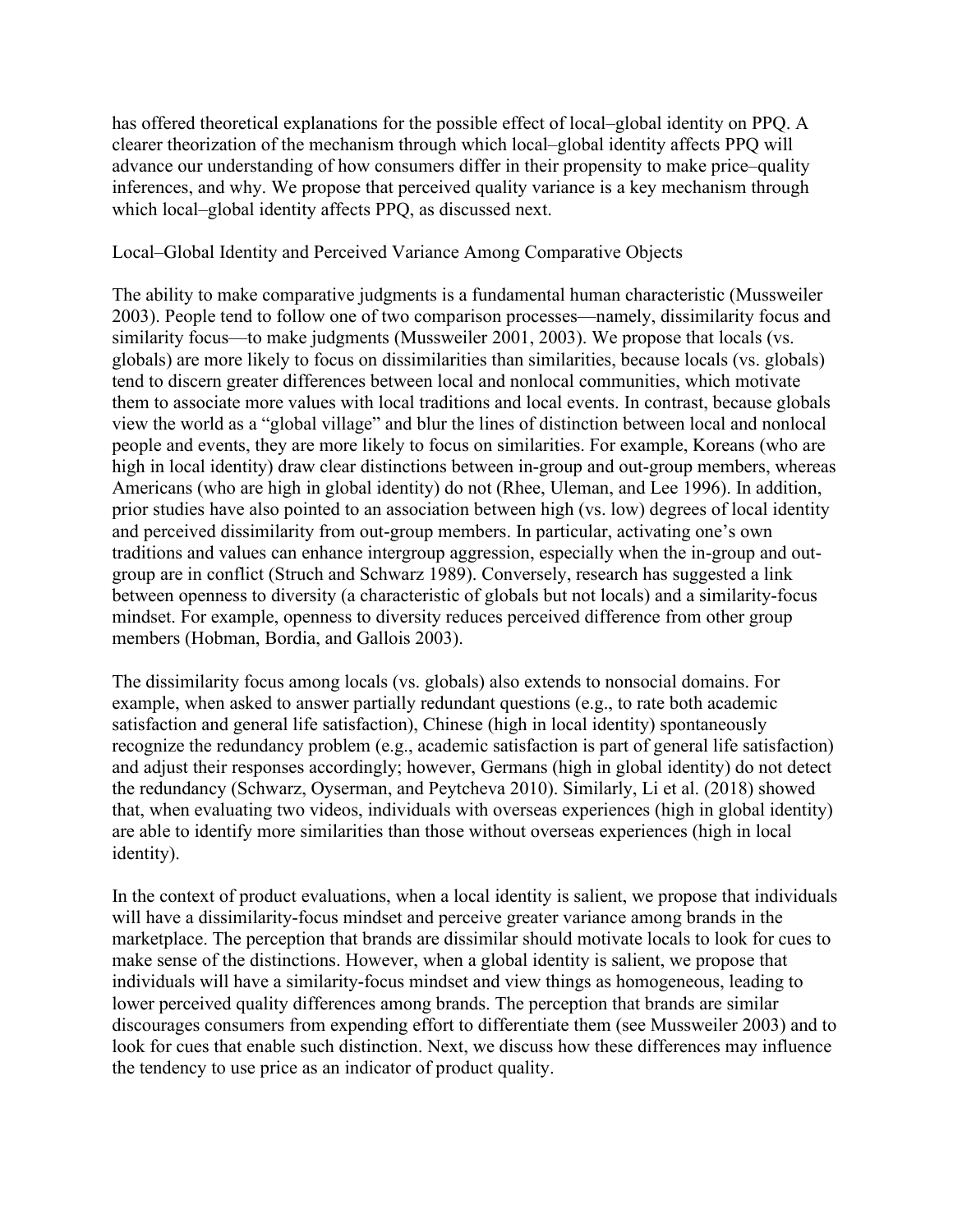has offered theoretical explanations for the possible effect of local–global identity on PPQ. A clearer theorization of the mechanism through which local–global identity affects PPQ will advance our understanding of how consumers differ in their propensity to make price–quality inferences, and why. We propose that perceived quality variance is a key mechanism through which local–global identity affects PPQ, as discussed next.

## Local–Global Identity and Perceived Variance Among Comparative Objects

The ability to make comparative judgments is a fundamental human characteristic (Mussweiler 2003). People tend to follow one of two comparison processes—namely, dissimilarity focus and similarity focus—to make judgments (Mussweiler 2001, 2003). We propose that locals (vs. globals) are more likely to focus on dissimilarities than similarities, because locals (vs. globals) tend to discern greater differences between local and nonlocal communities, which motivate them to associate more values with local traditions and local events. In contrast, because globals view the world as a "global village" and blur the lines of distinction between local and nonlocal people and events, they are more likely to focus on similarities. For example, Koreans (who are high in local identity) draw clear distinctions between in-group and out-group members, whereas Americans (who are high in global identity) do not (Rhee, Uleman, and Lee 1996). In addition, prior studies have also pointed to an association between high (vs. low) degrees of local identity and perceived dissimilarity from out-group members. In particular, activating one's own traditions and values can enhance intergroup aggression, especially when the in-group and out-group are in conflict (Struch and Schwarz 1989). Conversely, research has suggested a link between openness to diversity (a characteristic of globals but not locals) and a similarity-focus mindset. For example, openness to diversity reduces perceived difference from other group members (Hobman, Bordia, and Gallois 2003).

The dissimilarity focus among locals (vs. globals) also extends to nonsocial domains. For example, when asked to answer partially redundant questions (e.g., to rate both academic satisfaction and general life satisfaction), Chinese (high in local identity) spontaneously recognize the redundancy problem (e.g., academic satisfaction is part of general life satisfaction) and adjust their responses accordingly; however, Germans (high in global identity) do not detect the redundancy (Schwarz, Oyserman, and Peytcheva 2010). Similarly, Li et al. (2018) showed that, when evaluating two videos, individuals with overseas experiences (high in global identity) are able to identify more similarities than those without overseas experiences (high in local identity).

In the context of product evaluations, when a local identity is salient, we propose that individuals will have a dissimilarity-focus mindset and perceive greater variance among brands in the marketplace. The perception that brands are dissimilar should motivate locals to look for cues to make sense of the distinctions. However, when a global identity is salient, we propose that individuals will have a similarity-focus mindset and view things as homogeneous, leading to lower perceived quality differences among brands. The perception that brands are similar discourages consumers from expending effort to differentiate them (see Mussweiler 2003) and to look for cues that enable such distinction. Next, we discuss how these differences may influence the tendency to use price as an indicator of product quality.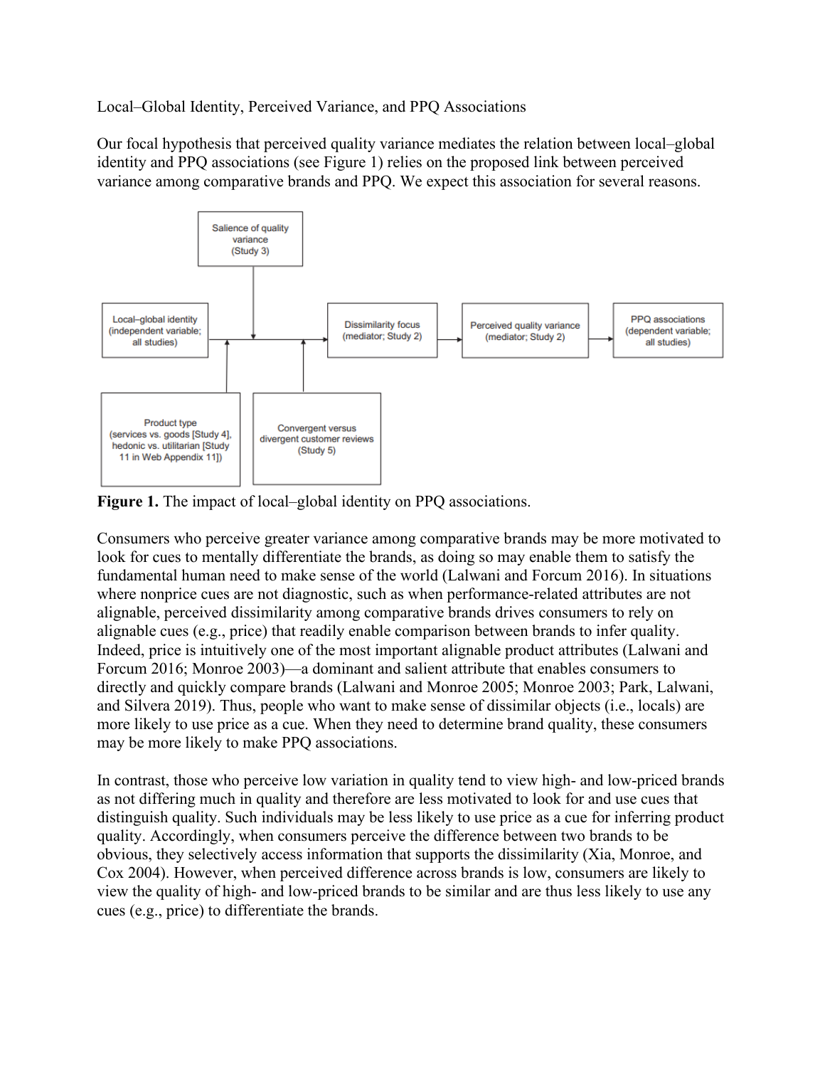Local–Global Identity, Perceived Variance, and PPQ Associations

Our focal hypothesis that perceived quality variance mediates the relation between local–global identity and PPQ associations (see Figure 1) relies on the proposed link between perceived variance among comparative brands and PPQ. We expect this association for several reasons.

**Figure 1.** The impact of local–global identity on PPQ associations.

Consumers who perceive greater variance among comparative brands may be more motivated to look for cues to mentally differentiate the brands, as doing so may enable them to satisfy the fundamental human need to make sense of the world (Lalwani and Forcum 2016). In situations where nonprice cues are not diagnostic, such as when performance-related attributes are not alignable, perceived dissimilarity among comparative brands drives consumers to rely on alignable cues (e.g., price) that readily enable comparison between brands to infer quality. Indeed, price is intuitively one of the most important alignable product attributes (Lalwani and Forcum 2016; Monroe 2003)—a dominant and salient attribute that enables consumers to directly and quickly compare brands (Lalwani and Monroe 2005; Monroe 2003; Park, Lalwani, and Silvera 2019). Thus, people who want to make sense of dissimilar objects (i.e., locals) are more likely to use price as a cue. When they need to determine brand quality, these consumers may be more likely to make PPQ associations.

In contrast, those who perceive low variation in quality tend to view high- and low-priced brands as not differing much in quality and therefore are less motivated to look for and use cues that distinguish quality. Such individuals may be less likely to use price as a cue for inferring product quality. Accordingly, when consumers perceive the difference between two brands to be obvious, they selectively access information that supports the dissimilarity (Xia, Monroe, and Cox 2004). However, when perceived difference across brands is low, consumers are likely to view the quality of high- and low-priced brands to be similar and are thus less likely to use any cues (e.g., price) to differentiate the brands.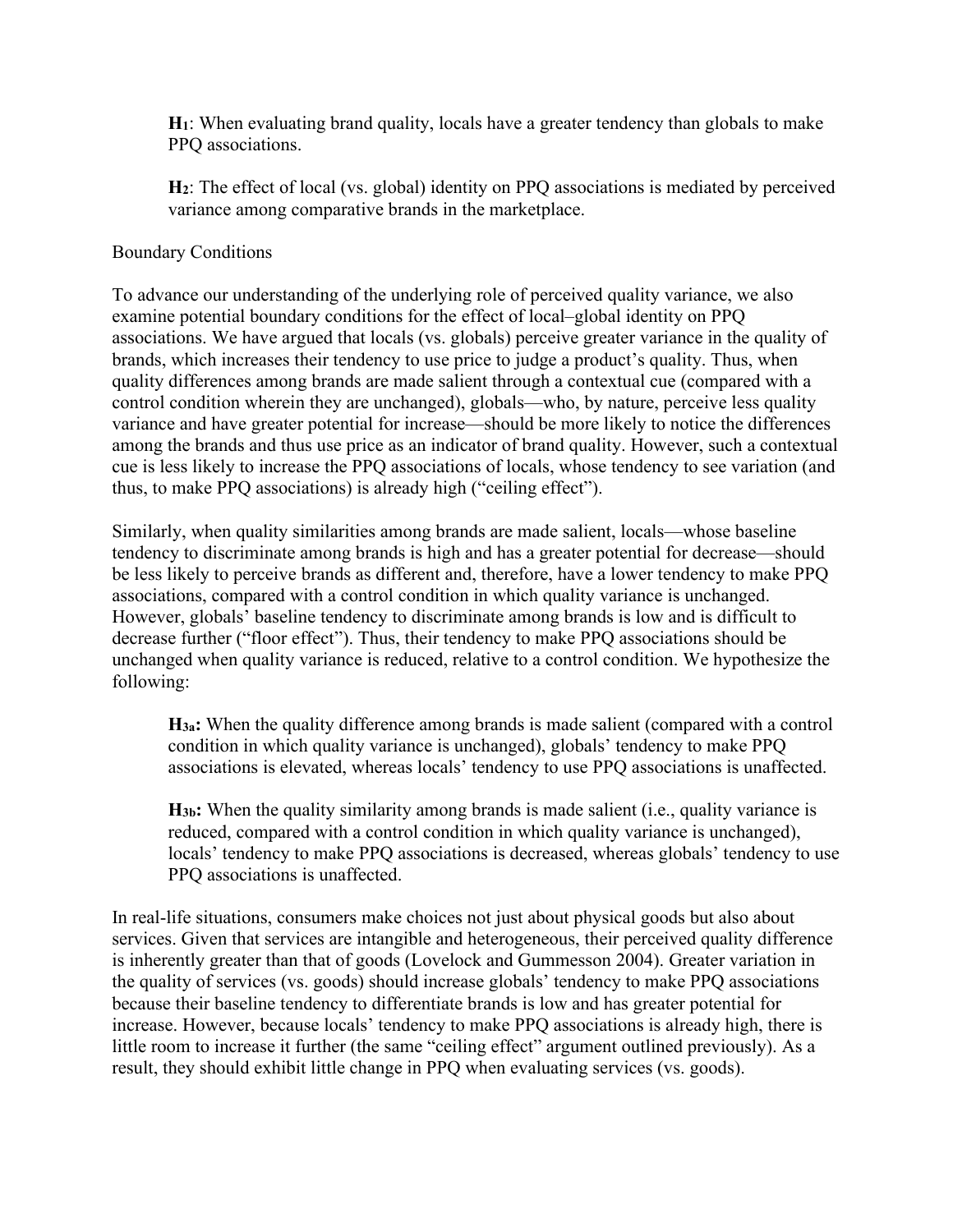> **$H_1$**: When evaluating brand quality, locals have a greater tendency than globals to make PPQ associations.

> **$H_2$**: The effect of local (vs. global) identity on PPQ associations is mediated by perceived variance among comparative brands in the marketplace.

## Boundary Conditions

To advance our understanding of the underlying role of perceived quality variance, we also examine potential boundary conditions for the effect of local–global identity on PPQ associations. We have argued that locals (vs. globals) perceive greater variance in the quality of brands, which increases their tendency to use price to judge a product's quality. Thus, when quality differences among brands are made salient through a contextual cue (compared with a control condition wherein they are unchanged), globals—who, by nature, perceive less quality variance and have greater potential for increase—should be more likely to notice the differences among the brands and thus use price as an indicator of brand quality. However, such a contextual cue is less likely to increase the PPQ associations of locals, whose tendency to see variation (and thus, to make PPQ associations) is already high ("ceiling effect").

Similarly, when quality similarities among brands are made salient, locals—whose baseline tendency to discriminate among brands is high and has a greater potential for decrease—should be less likely to perceive brands as different and, therefore, have a lower tendency to make PPQ associations, compared with a control condition in which quality variance is unchanged. However, globals' baseline tendency to discriminate among brands is low and is difficult to decrease further ("floor effect"). Thus, their tendency to make PPQ associations should be unchanged when quality variance is reduced, relative to a control condition. We hypothesize the following:

> **$H_{3a}$:** When the quality difference among brands is made salient (compared with a control condition in which quality variance is unchanged), globals' tendency to make PPQ associations is elevated, whereas locals' tendency to use PPQ associations is unaffected.

> **$H_{3b}$:** When the quality similarity among brands is made salient (i.e., quality variance is reduced, compared with a control condition in which quality variance is unchanged), locals' tendency to make PPQ associations is decreased, whereas globals' tendency to use PPQ associations is unaffected.

In real-life situations, consumers make choices not just about physical goods but also about services. Given that services are intangible and heterogeneous, their perceived quality difference is inherently greater than that of goods (Lovelock and Gummesson 2004). Greater variation in the quality of services (vs. goods) should increase globals' tendency to make PPQ associations because their baseline tendency to differentiate brands is low and has greater potential for increase. However, because locals' tendency to make PPQ associations is already high, there is little room to increase it further (the same "ceiling effect" argument outlined previously). As a result, they should exhibit little change in PPQ when evaluating services (vs. goods).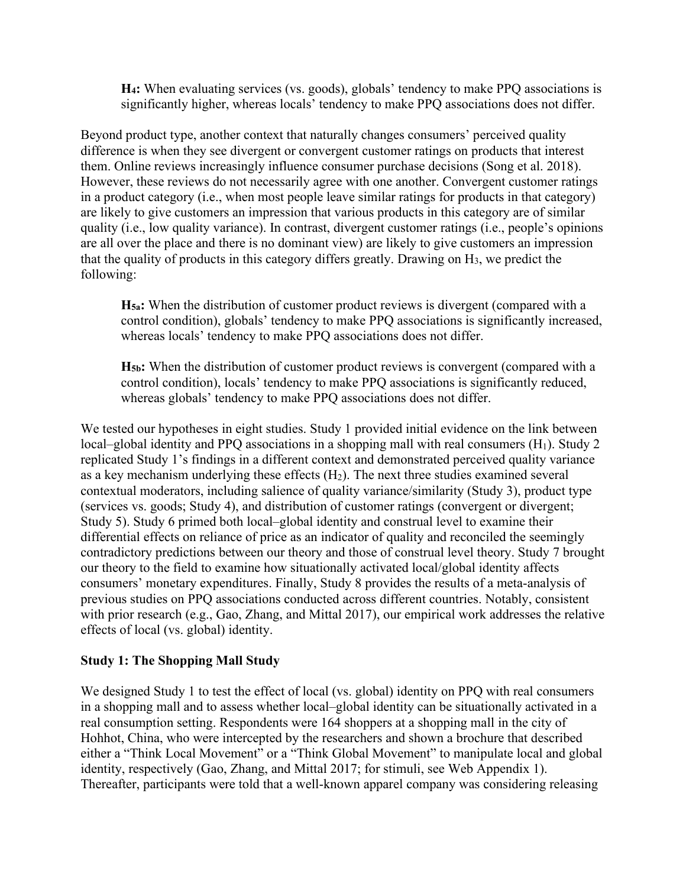> **$H_4$:** When evaluating services (vs. goods), globals' tendency to make PPQ associations is significantly higher, whereas locals' tendency to make PPQ associations does not differ.

Beyond product type, another context that naturally changes consumers' perceived quality difference is when they see divergent or convergent customer ratings on products that interest them. Online reviews increasingly influence consumer purchase decisions (Song et al. 2018). However, these reviews do not necessarily agree with one another. Convergent customer ratings in a product category (i.e., when most people leave similar ratings for products in that category) are likely to give customers an impression that various products in this category are of similar quality (i.e., low quality variance). In contrast, divergent customer ratings (i.e., people's opinions are all over the place and there is no dominant view) are likely to give customers an impression that the quality of products in this category differs greatly. Drawing on $H_3$, we predict the following:

> **$H_{5a}$:** When the distribution of customer product reviews is divergent (compared with a control condition), globals' tendency to make PPQ associations is significantly increased, whereas locals' tendency to make PPQ associations does not differ.

> **$H_{5b}$:** When the distribution of customer product reviews is convergent (compared with a control condition), locals' tendency to make PPQ associations is significantly reduced, whereas globals' tendency to make PPQ associations does not differ.

We tested our hypotheses in eight studies. Study 1 provided initial evidence on the link between local–global identity and PPQ associations in a shopping mall with real consumers ($H_1$). Study 2 replicated Study 1's findings in a different context and demonstrated perceived quality variance as a key mechanism underlying these effects ($H_2$). The next three studies examined several contextual moderators, including salience of quality variance/similarity (Study 3), product type (services vs. goods; Study 4), and distribution of customer ratings (convergent or divergent; Study 5). Study 6 primed both local–global identity and construal level to examine their differential effects on reliance of price as an indicator of quality and reconciled the seemingly contradictory predictions between our theory and those of construal level theory. Study 7 brought our theory to the field to examine how situationally activated local/global identity affects consumers' monetary expenditures. Finally, Study 8 provides the results of a meta-analysis of previous studies on PPQ associations conducted across different countries. Notably, consistent with prior research (e.g., Gao, Zhang, and Mittal 2017), our empirical work addresses the relative effects of local (vs. global) identity.

## Study 1: The Shopping Mall Study

We designed Study 1 to test the effect of local (vs. global) identity on PPQ with real consumers in a shopping mall and to assess whether local–global identity can be situationally activated in a real consumption setting. Respondents were 164 shoppers at a shopping mall in the city of Hohhot, China, who were intercepted by the researchers and shown a brochure that described either a "Think Local Movement" or a "Think Global Movement" to manipulate local and global identity, respectively (Gao, Zhang, and Mittal 2017; for stimuli, see Web Appendix 1). Thereafter, participants were told that a well-known apparel company was considering releasing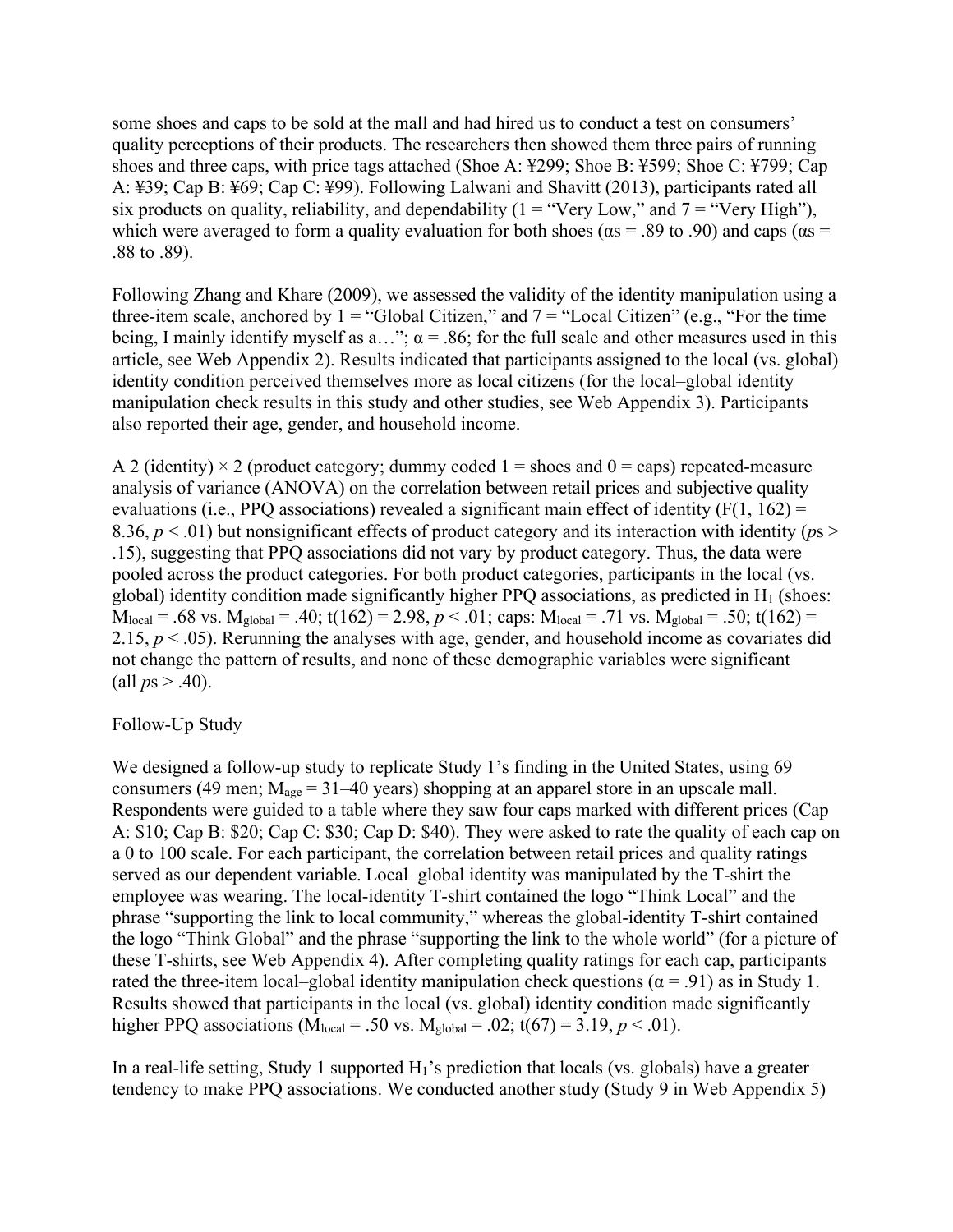some shoes and caps to be sold at the mall and had hired us to conduct a test on consumers' quality perceptions of their products. The researchers then showed them three pairs of running shoes and three caps, with price tags attached (Shoe A: ¥299; Shoe B: ¥599; Shoe C: ¥799; Cap A: ¥39; Cap B: ¥69; Cap C: ¥99). Following Lalwani and Shavitt (2013), participants rated all six products on quality, reliability, and dependability (1 = "Very Low," and 7 = "Very High"), which were averaged to form a quality evaluation for both shoes ($\alpha$s = .89 to .90) and caps ($\alpha$s = .88 to .89).

Following Zhang and Khare (2009), we assessed the validity of the identity manipulation using a three-item scale, anchored by 1 = "Global Citizen," and 7 = "Local Citizen" (e.g., "For the time being, I mainly identify myself as a…"; $\alpha$ = .86; for the full scale and other measures used in this article, see Web Appendix 2). Results indicated that participants assigned to the local (vs. global) identity condition perceived themselves more as local citizens (for the local–global identity manipulation check results in this study and other studies, see Web Appendix 3). Participants also reported their age, gender, and household income.

A 2 (identity) × 2 (product category; dummy coded 1 = shoes and 0 = caps) repeated-measure analysis of variance (ANOVA) on the correlation between retail prices and subjective quality evaluations (i.e., PPQ associations) revealed a significant main effect of identity ($F(1, 162) = 8.36$, $p < .01$) but nonsignificant effects of product category and its interaction with identity ($p$s > .15), suggesting that PPQ associations did not vary by product category. Thus, the data were pooled across the product categories. For both product categories, participants in the local (vs. global) identity condition made significantly higher PPQ associations, as predicted in $H_1$ (shoes: $M_{local} = .68$ vs. $M_{global} = .40$; $t(162) = 2.98$, $p < .01$; caps: $M_{local} = .71$ vs. $M_{global} = .50$; $t(162) = 2.15$, $p < .05$). Rerunning the analyses with age, gender, and household income as covariates did not change the pattern of results, and none of these demographic variables were significant (all $p$s > .40).

Follow-Up Study

We designed a follow-up study to replicate Study 1's finding in the United States, using 69 consumers (49 men; $M_{age}$ = 31–40 years) shopping at an apparel store in an upscale mall. Respondents were guided to a table where they saw four caps marked with different prices (Cap A: \$10; Cap B: \$20; Cap C: \$30; Cap D: \$40). They were asked to rate the quality of each cap on a 0 to 100 scale. For each participant, the correlation between retail prices and quality ratings served as our dependent variable. Local–global identity was manipulated by the T-shirt the employee was wearing. The local-identity T-shirt contained the logo "Think Local" and the phrase "supporting the link to local community," whereas the global-identity T-shirt contained the logo "Think Global" and the phrase "supporting the link to the whole world" (for a picture of these T-shirts, see Web Appendix 4). After completing quality ratings for each cap, participants rated the three-item local–global identity manipulation check questions ($\alpha$ = .91) as in Study 1. Results showed that participants in the local (vs. global) identity condition made significantly higher PPQ associations ($M_{local} = .50$ vs. $M_{global} = .02$; $t(67) = 3.19$, $p < .01$).

In a real-life setting, Study 1 supported $H_1$'s prediction that locals (vs. globals) have a greater tendency to make PPQ associations. We conducted another study (Study 9 in Web Appendix 5)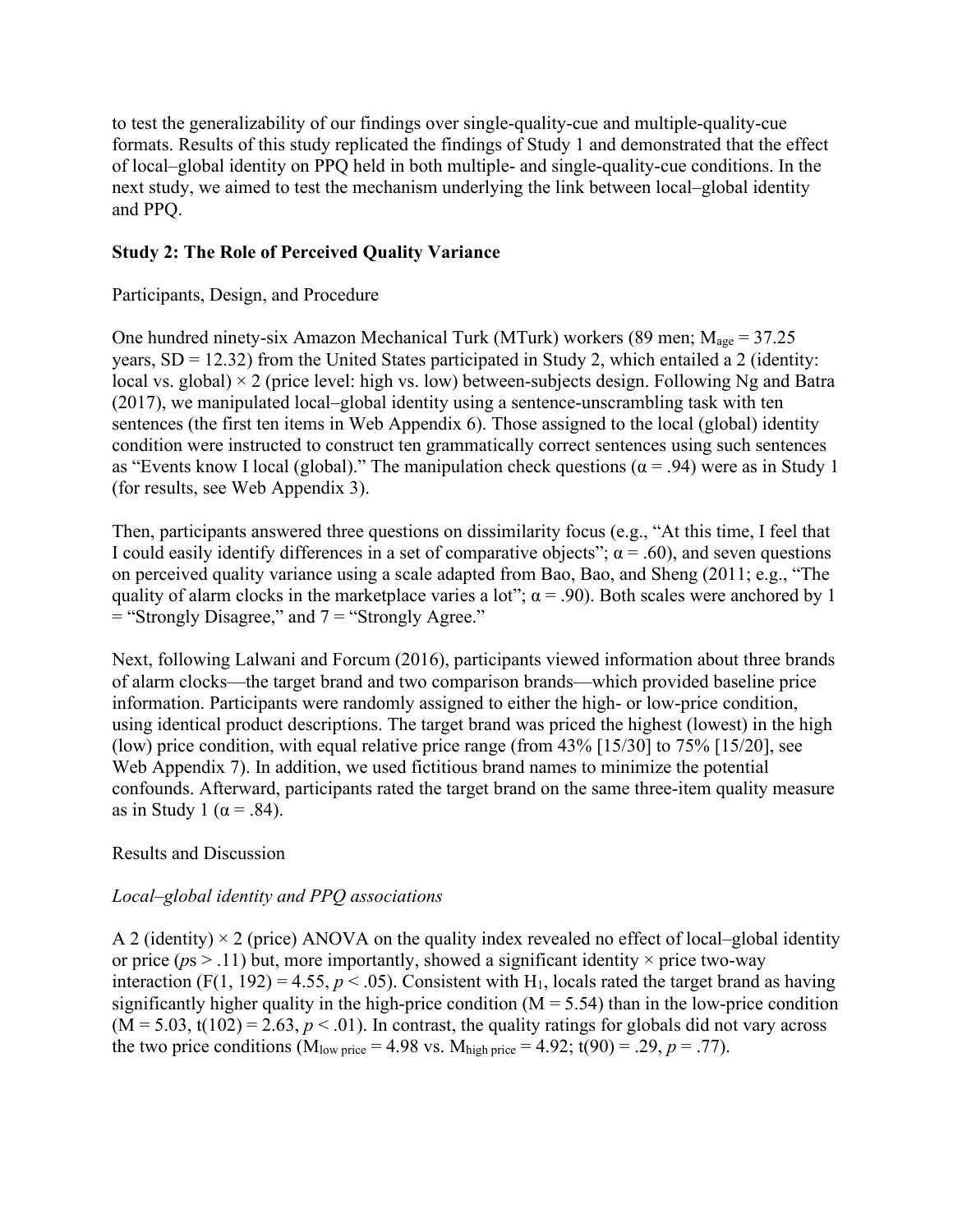to test the generalizability of our findings over single-quality-cue and multiple-quality-cue formats. Results of this study replicated the findings of Study 1 and demonstrated that the effect of local–global identity on PPQ held in both multiple- and single-quality-cue conditions. In the next study, we aimed to test the mechanism underlying the link between local–global identity and PPQ.

**Study 2: The Role of Perceived Quality Variance**

Participants, Design, and Procedure

One hundred ninety-six Amazon Mechanical Turk (MTurk) workers (89 men; $M_{age}$ = 37.25 years, SD = 12.32) from the United States participated in Study 2, which entailed a 2 (identity: local vs. global) × 2 (price level: high vs. low) between-subjects design. Following Ng and Batra (2017), we manipulated local–global identity using a sentence-unscrambling task with ten sentences (the first ten items in Web Appendix 6). Those assigned to the local (global) identity condition were instructed to construct ten grammatically correct sentences using such sentences as "Events know I local (global)." The manipulation check questions ($\alpha$ = .94) were as in Study 1 (for results, see Web Appendix 3).

Then, participants answered three questions on dissimilarity focus (e.g., "At this time, I feel that I could easily identify differences in a set of comparative objects"; $\alpha$ = .60), and seven questions on perceived quality variance using a scale adapted from Bao, Bao, and Sheng (2011; e.g., "The quality of alarm clocks in the marketplace varies a lot"; $\alpha$ = .90). Both scales were anchored by 1 = "Strongly Disagree," and 7 = "Strongly Agree."

Next, following Lalwani and Forcum (2016), participants viewed information about three brands of alarm clocks—the target brand and two comparison brands—which provided baseline price information. Participants were randomly assigned to either the high- or low-price condition, using identical product descriptions. The target brand was priced the highest (lowest) in the high (low) price condition, with equal relative price range (from 43% [15/30] to 75% [15/20], see Web Appendix 7). In addition, we used fictitious brand names to minimize the potential confounds. Afterward, participants rated the target brand on the same three-item quality measure as in Study 1 ($\alpha$ = .84).

Results and Discussion

*Local–global identity and PPQ associations*

A 2 (identity) × 2 (price) ANOVA on the quality index revealed no effect of local–global identity or price ($p$s > .11) but, more importantly, showed a significant identity × price two-way interaction ($F(1, 192) = 4.55$, $p < .05$). Consistent with $H_1$, locals rated the target brand as having significantly higher quality in the high-price condition (M = 5.54) than in the low-price condition (M = 5.03, $t(102) = 2.63$, $p < .01$). In contrast, the quality ratings for globals did not vary across the two price conditions ($M_{low\ price}$ = 4.98 vs. $M_{high\ price}$ = 4.92; $t(90) = .29$, $p = .77$).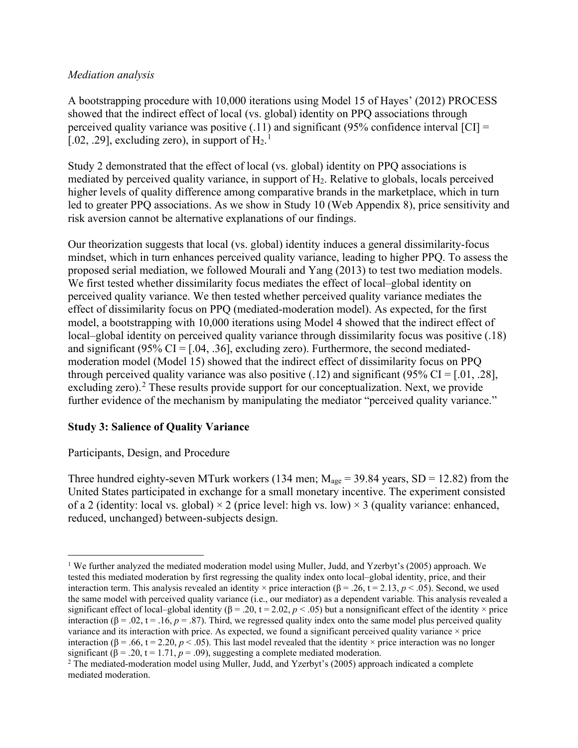*Mediation analysis*

A bootstrapping procedure with 10,000 iterations using Model 15 of Hayes' (2012) PROCESS showed that the indirect effect of local (vs. global) identity on PPQ associations through perceived quality variance was positive (.11) and significant (95% confidence interval [CI] = [.02, .29], excluding zero), in support of $H_2$.[1]

Study 2 demonstrated that the effect of local (vs. global) identity on PPQ associations is mediated by perceived quality variance, in support of $H_2$. Relative to globals, locals perceived higher levels of quality difference among comparative brands in the marketplace, which in turn led to greater PPQ associations. As we show in Study 10 (Web Appendix 8), price sensitivity and risk aversion cannot be alternative explanations of our findings.

Our theorization suggests that local (vs. global) identity induces a general dissimilarity-focus mindset, which in turn enhances perceived quality variance, leading to higher PPQ. To assess the proposed serial mediation, we followed Mourali and Yang (2013) to test two mediation models. We first tested whether dissimilarity focus mediates the effect of local–global identity on perceived quality variance. We then tested whether perceived quality variance mediates the effect of dissimilarity focus on PPQ (mediated-moderation model). As expected, for the first model, a bootstrapping with 10,000 iterations using Model 4 showed that the indirect effect of local–global identity on perceived quality variance through dissimilarity focus was positive (.18) and significant (95% CI = [.04, .36], excluding zero). Furthermore, the second mediated-moderation model (Model 15) showed that the indirect effect of dissimilarity focus on PPQ through perceived quality variance was also positive (.12) and significant (95% CI = [.01, .28], excluding zero).[2] These results provide support for our conceptualization. Next, we provide further evidence of the mechanism by manipulating the mediator "perceived quality variance."

## Study 3: Salience of Quality Variance

Participants, Design, and Procedure

Three hundred eighty-seven MTurk workers (134 men; $M_{age}$ = 39.84 years, SD = 12.82) from the United States participated in exchange for a small monetary incentive. The experiment consisted of a 2 (identity: local vs. global) × 2 (price level: high vs. low) × 3 (quality variance: enhanced, reduced, unchanged) between-subjects design.

---

[1] We further analyzed the mediated moderation model using Muller, Judd, and Yzerbyt's (2005) approach. We tested this mediated moderation by first regressing the quality index onto local–global identity, price, and their interaction term. This analysis revealed an identity × price interaction (β = .26, t = 2.13, $p < .05$). Second, we used the same model with perceived quality variance (i.e., our mediator) as a dependent variable. This analysis revealed a significant effect of local–global identity (β = .20, t = 2.02, $p < .05$) but a nonsignificant effect of the identity × price interaction (β = .02, t = .16, $p = .87$). Third, we regressed quality index onto the same model plus perceived quality variance and its interaction with price. As expected, we found a significant perceived quality variance × price interaction (β = .66, t = 2.20, $p < .05$). This last model revealed that the identity × price interaction was no longer significant (β = .20, t = 1.71, $p = .09$), suggesting a complete mediated moderation.

[2] The mediated-moderation model using Muller, Judd, and Yzerbyt's (2005) approach indicated a complete mediated moderation.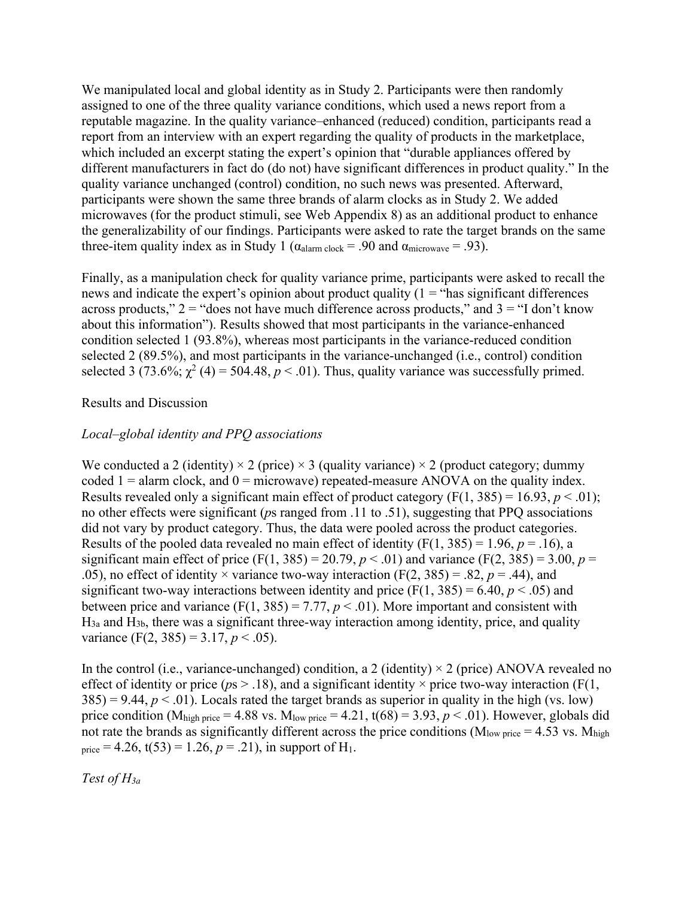We manipulated local and global identity as in Study 2. Participants were then randomly assigned to one of the three quality variance conditions, which used a news report from a reputable magazine. In the quality variance–enhanced (reduced) condition, participants read a report from an interview with an expert regarding the quality of products in the marketplace, which included an excerpt stating the expert's opinion that "durable appliances offered by different manufacturers in fact do (do not) have significant differences in product quality." In the quality variance unchanged (control) condition, no such news was presented. Afterward, participants were shown the same three brands of alarm clocks as in Study 2. We added microwaves (for the product stimuli, see Web Appendix 8) as an additional product to enhance the generalizability of our findings. Participants were asked to rate the target brands on the same three-item quality index as in Study 1 ($\alpha_{\text{alarm clock}} = .90$ and $\alpha_{\text{microwave}} = .93$).

Finally, as a manipulation check for quality variance prime, participants were asked to recall the news and indicate the expert's opinion about product quality (1 = "has significant differences across products," 2 = "does not have much difference across products," and 3 = "I don't know about this information"). Results showed that most participants in the variance-enhanced condition selected 1 (93.8%), whereas most participants in the variance-reduced condition selected 2 (89.5%), and most participants in the variance-unchanged (i.e., control) condition selected 3 (73.6%; $\chi^2$ (4) = 504.48, $p < .01$). Thus, quality variance was successfully primed.

Results and Discussion

*Local–global identity and PPQ associations*

We conducted a 2 (identity) × 2 (price) × 3 (quality variance) × 2 (product category; dummy coded 1 = alarm clock, and 0 = microwave) repeated-measure ANOVA on the quality index. Results revealed only a significant main effect of product category ($F(1, 385) = 16.93$, $p < .01$); no other effects were significant (*p*s ranged from .11 to .51), suggesting that PPQ associations did not vary by product category. Thus, the data were pooled across the product categories. Results of the pooled data revealed no main effect of identity ($F(1, 385) = 1.96$, $p = .16$), a significant main effect of price ($F(1, 385) = 20.79$, $p < .01$) and variance ($F(2, 385) = 3.00$, $p = .05$), no effect of identity × variance two-way interaction ($F(2, 385) = .82$, $p = .44$), and significant two-way interactions between identity and price ($F(1, 385) = 6.40$, $p < .05$) and between price and variance ($F(1, 385) = 7.77$, $p < .01$). More important and consistent with $H_{3a}$ and $H_{3b}$, there was a significant three-way interaction among identity, price, and quality variance ($F(2, 385) = 3.17$, $p < .05$).

In the control (i.e., variance-unchanged) condition, a 2 (identity) × 2 (price) ANOVA revealed no effect of identity or price (*p*s > .18), and a significant identity × price two-way interaction ($F(1, 385) = 9.44$, $p < .01$). Locals rated the target brands as superior in quality in the high (vs. low) price condition ($M_{\text{high price}} = 4.88$ vs. $M_{\text{low price}} = 4.21$, $t(68) = 3.93$, $p < .01$). However, globals did not rate the brands as significantly different across the price conditions ($M_{\text{low price}} = 4.53$ vs. $M_{\text{high price}} = 4.26$, $t(53) = 1.26$, $p = .21$), in support of $H_1$.

*Test of $H_{3a}$*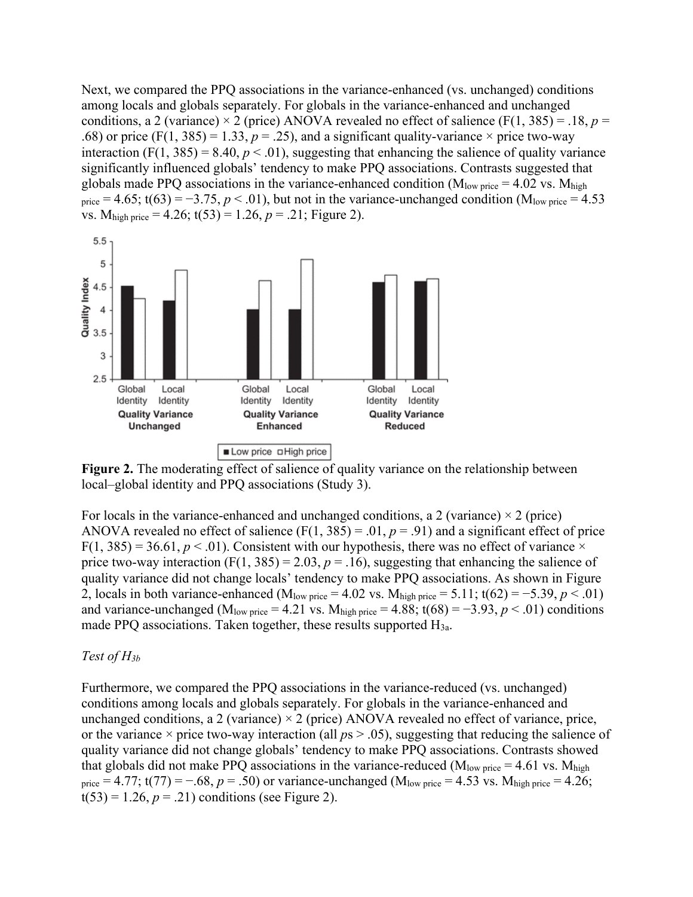Next, we compared the PPQ associations in the variance-enhanced (vs. unchanged) conditions among locals and globals separately. For globals in the variance-enhanced and unchanged conditions, a 2 (variance) × 2 (price) ANOVA revealed no effect of salience ($F(1, 385) = .18$, $p = .68$) or price ($F(1, 385) = 1.33$, $p = .25$), and a significant quality-variance × price two-way interaction ($F(1, 385) = 8.40$, $p < .01$), suggesting that enhancing the salience of quality variance significantly influenced globals' tendency to make PPQ associations. Contrasts suggested that globals made PPQ associations in the variance-enhanced condition ($M_{\text{low price}} = 4.02$ vs. $M_{\text{high price}} = 4.65$; $t(63) = -3.75$, $p < .01$), but not in the variance-unchanged condition ($M_{\text{low price}} = 4.53$ vs. $M_{\text{high price}} = 4.26$; $t(53) = 1.26$, $p = .21$; Figure 2).

**Figure 2.** The moderating effect of salience of quality variance on the relationship between local–global identity and PPQ associations (Study 3).

For locals in the variance-enhanced and unchanged conditions, a 2 (variance) × 2 (price) ANOVA revealed no effect of salience ($F(1, 385) = .01$, $p = .91$) and a significant effect of price $F(1, 385) = 36.61$, $p < .01$). Consistent with our hypothesis, there was no effect of variance × price two-way interaction ($F(1, 385) = 2.03$, $p = .16$), suggesting that enhancing the salience of quality variance did not change locals' tendency to make PPQ associations. As shown in Figure 2, locals in both variance-enhanced ($M_{\text{low price}} = 4.02$ vs. $M_{\text{high price}} = 5.11$; $t(62) = -5.39$, $p < .01$) and variance-unchanged ($M_{\text{low price}} = 4.21$ vs. $M_{\text{high price}} = 4.88$; $t(68) = -3.93$, $p < .01$) conditions made PPQ associations. Taken together, these results supported $H_{3a}$.

*Test of $H_{3b}$*

Furthermore, we compared the PPQ associations in the variance-reduced (vs. unchanged) conditions among locals and globals separately. For globals in the variance-enhanced and unchanged conditions, a 2 (variance) × 2 (price) ANOVA revealed no effect of variance, price, or the variance × price two-way interaction (all $p$s > .05), suggesting that reducing the salience of quality variance did not change globals' tendency to make PPQ associations. Contrasts showed that globals did not make PPQ associations in the variance-reduced ($M_{\text{low price}} = 4.61$ vs. $M_{\text{high price}} = 4.77$; $t(77) = -.68$, $p = .50$) or variance-unchanged ($M_{\text{low price}} = 4.53$ vs. $M_{\text{high price}} = 4.26$; $t(53) = 1.26$, $p = .21$) conditions (see Figure 2).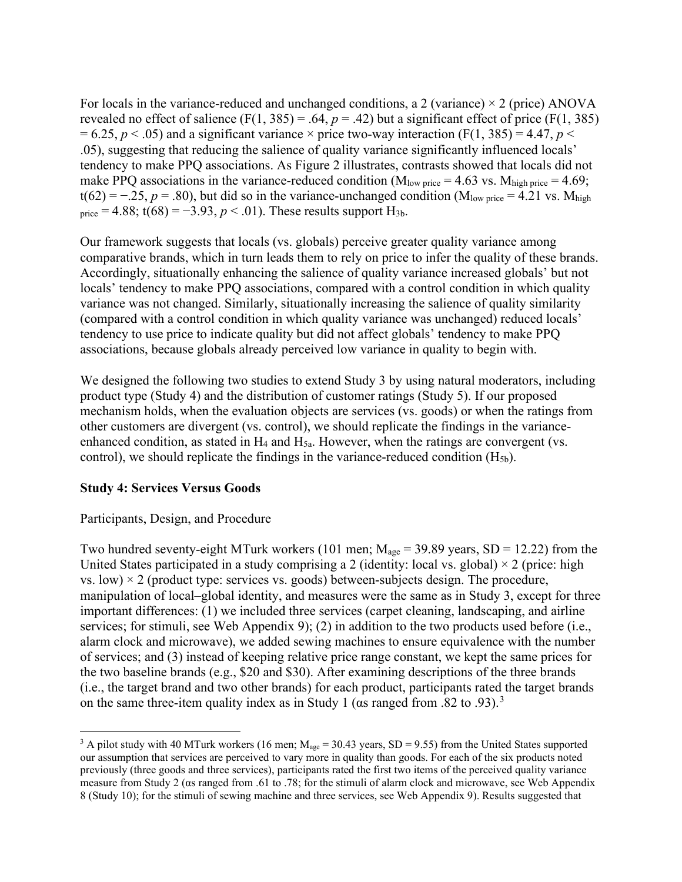For locals in the variance-reduced and unchanged conditions, a 2 (variance) × 2 (price) ANOVA revealed no effect of salience ($F(1, 385) = .64$, $p = .42$) but a significant effect of price ($F(1, 385) = 6.25$, $p < .05$) and a significant variance × price two-way interaction ($F(1, 385) = 4.47$, $p < .05$), suggesting that reducing the salience of quality variance significantly influenced locals' tendency to make PPQ associations. As Figure 2 illustrates, contrasts showed that locals did not make PPQ associations in the variance-reduced condition ($M_{low\ price} = 4.63$ vs. $M_{high\ price} = 4.69$; $t(62) = −.25$, $p = .80$), but did so in the variance-unchanged condition ($M_{low\ price} = 4.21$ vs. $M_{high\ price} = 4.88$; $t(68) = −3.93$, $p < .01$). These results support $H_{3b}$.

Our framework suggests that locals (vs. globals) perceive greater quality variance among comparative brands, which in turn leads them to rely on price to infer the quality of these brands. Accordingly, situationally enhancing the salience of quality variance increased globals' but not locals' tendency to make PPQ associations, compared with a control condition in which quality variance was not changed. Similarly, situationally increasing the salience of quality similarity (compared with a control condition in which quality variance was unchanged) reduced locals' tendency to use price to indicate quality but did not affect globals' tendency to make PPQ associations, because globals already perceived low variance in quality to begin with.

We designed the following two studies to extend Study 3 by using natural moderators, including product type (Study 4) and the distribution of customer ratings (Study 5). If our proposed mechanism holds, when the evaluation objects are services (vs. goods) or when the ratings from other customers are divergent (vs. control), we should replicate the findings in the variance-enhanced condition, as stated in $H_4$ and $H_{5a}$. However, when the ratings are convergent (vs. control), we should replicate the findings in the variance-reduced condition ($H_{5b}$).

**Study 4: Services Versus Goods**

Participants, Design, and Procedure

Two hundred seventy-eight MTurk workers (101 men; $M_{age} = 39.89$ years, $SD = 12.22$) from the United States participated in a study comprising a 2 (identity: local vs. global) × 2 (price: high vs. low) × 2 (product type: services vs. goods) between-subjects design. The procedure, manipulation of local–global identity, and measures were the same as in Study 3, except for three important differences: (1) we included three services (carpet cleaning, landscaping, and airline services; for stimuli, see Web Appendix 9); (2) in addition to the two products used before (i.e., alarm clock and microwave), we added sewing machines to ensure equivalence with the number of services; and (3) instead of keeping relative price range constant, we kept the same prices for the two baseline brands (e.g., \$20 and \$30). After examining descriptions of the three brands (i.e., the target brand and two other brands) for each product, participants rated the target brands on the same three-item quality index as in Study 1 (αs ranged from .82 to .93).[3]

[3] A pilot study with 40 MTurk workers (16 men; $M_{age} = 30.43$ years, $SD = 9.55$) from the United States supported our assumption that services are perceived to vary more in quality than goods. For each of the six products noted previously (three goods and three services), participants rated the first two items of the perceived quality variance measure from Study 2 (αs ranged from .61 to .78; for the stimuli of alarm clock and microwave, see Web Appendix 8 (Study 10); for the stimuli of sewing machine and three services, see Web Appendix 9). Results suggested that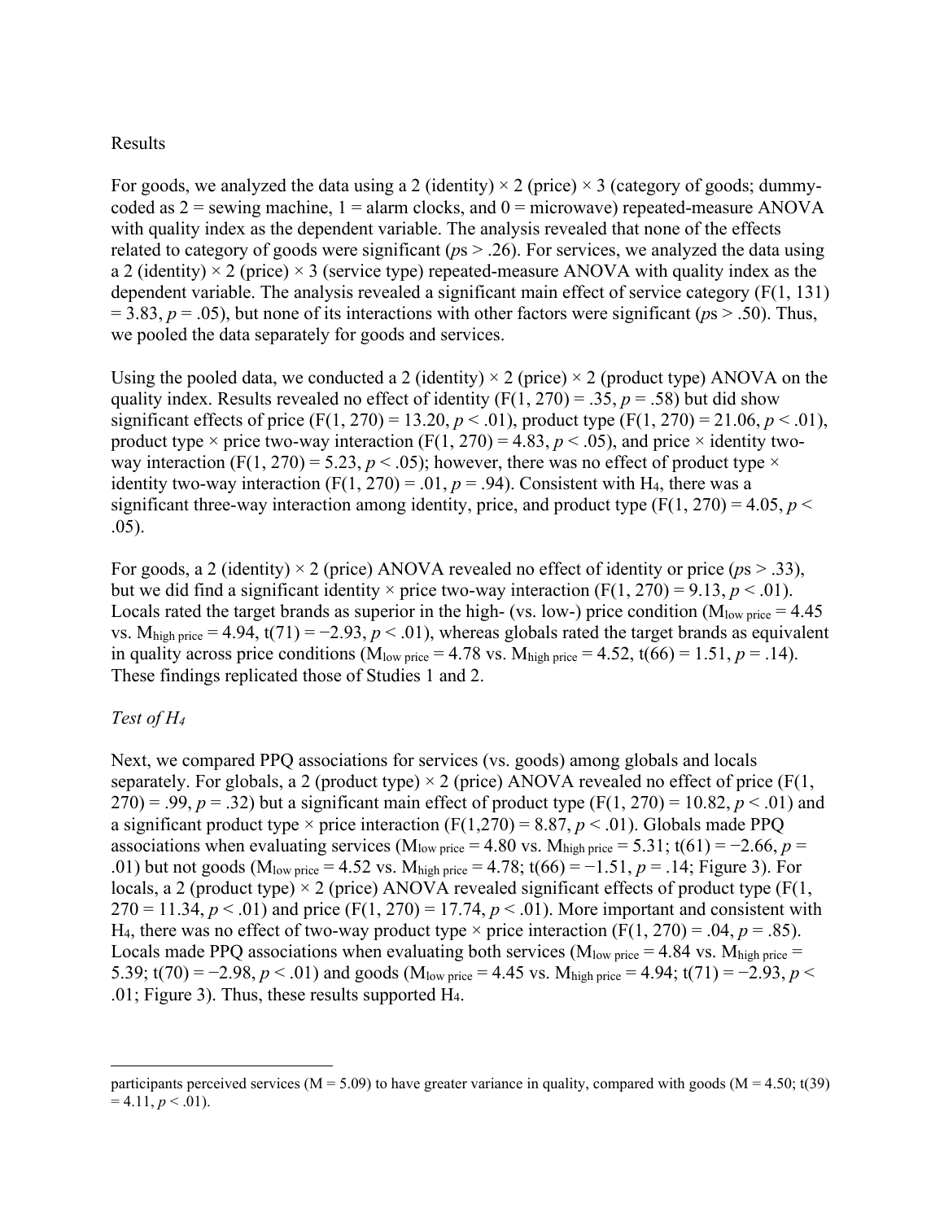Results

For goods, we analyzed the data using a 2 (identity) × 2 (price) × 3 (category of goods; dummy-coded as 2 = sewing machine, 1 = alarm clocks, and 0 = microwave) repeated-measure ANOVA with quality index as the dependent variable. The analysis revealed that none of the effects related to category of goods were significant (*p*s > .26). For services, we analyzed the data using a 2 (identity) × 2 (price) × 3 (service type) repeated-measure ANOVA with quality index as the dependent variable. The analysis revealed a significant main effect of service category ($F(1, 131) = 3.83$, $p = .05$), but none of its interactions with other factors were significant (*p*s > .50). Thus, we pooled the data separately for goods and services.

Using the pooled data, we conducted a 2 (identity) × 2 (price) × 2 (product type) ANOVA on the quality index. Results revealed no effect of identity ($F(1, 270) = .35$, $p = .58$) but did show significant effects of price ($F(1, 270) = 13.20$, $p < .01$), product type ($F(1, 270) = 21.06$, $p < .01$), product type × price two-way interaction ($F(1, 270) = 4.83$, $p < .05$), and price × identity two-way interaction ($F(1, 270) = 5.23$, $p < .05$); however, there was no effect of product type × identity two-way interaction ($F(1, 270) = .01$, $p = .94$). Consistent with $H_4$, there was a significant three-way interaction among identity, price, and product type ($F(1, 270) = 4.05$, $p < .05$).

For goods, a 2 (identity) × 2 (price) ANOVA revealed no effect of identity or price (*p*s > .33), but we did find a significant identity × price two-way interaction ($F(1, 270) = 9.13$, $p < .01$). Locals rated the target brands as superior in the high- (vs. low-) price condition ($M_{\text{low price}} = 4.45$ vs. $M_{\text{high price}} = 4.94$, $t(71) = -2.93$, $p < .01$), whereas globals rated the target brands as equivalent in quality across price conditions ($M_{\text{low price}} = 4.78$ vs. $M_{\text{high price}} = 4.52$, $t(66) = 1.51$, $p = .14$). These findings replicated those of Studies 1 and 2.

*Test of $H_4$*

Next, we compared PPQ associations for services (vs. goods) among globals and locals separately. For globals, a 2 (product type) × 2 (price) ANOVA revealed no effect of price ($F(1, 270) = .99$, $p = .32$) but a significant main effect of product type ($F(1, 270) = 10.82$, $p < .01$) and a significant product type × price interaction ($F(1,270) = 8.87$, $p < .01$). Globals made PPQ associations when evaluating services ($M_{\text{low price}} = 4.80$ vs. $M_{\text{high price}} = 5.31$; $t(61) = -2.66$, $p = .01$) but not goods ($M_{\text{low price}} = 4.52$ vs. $M_{\text{high price}} = 4.78$; $t(66) = -1.51$, $p = .14$; Figure 3). For locals, a 2 (product type) × 2 (price) ANOVA revealed significant effects of product type ($F(1, 270 = 11.34$, $p < .01$) and price ($F(1, 270) = 17.74$, $p < .01$). More important and consistent with $H_4$, there was no effect of two-way product type × price interaction ($F(1, 270) = .04$, $p = .85$). Locals made PPQ associations when evaluating both services ($M_{\text{low price}} = 4.84$ vs. $M_{\text{high price}} = 5.39$; $t(70) = -2.98$, $p < .01$) and goods ($M_{\text{low price}} = 4.45$ vs. $M_{\text{high price}} = 4.94$; $t(71) = -2.93$, $p < .01$; Figure 3). Thus, these results supported $H_4$.

---

participants perceived services ($M = 5.09$) to have greater variance in quality, compared with goods ($M = 4.50$; $t(39) = 4.11$, $p < .01$).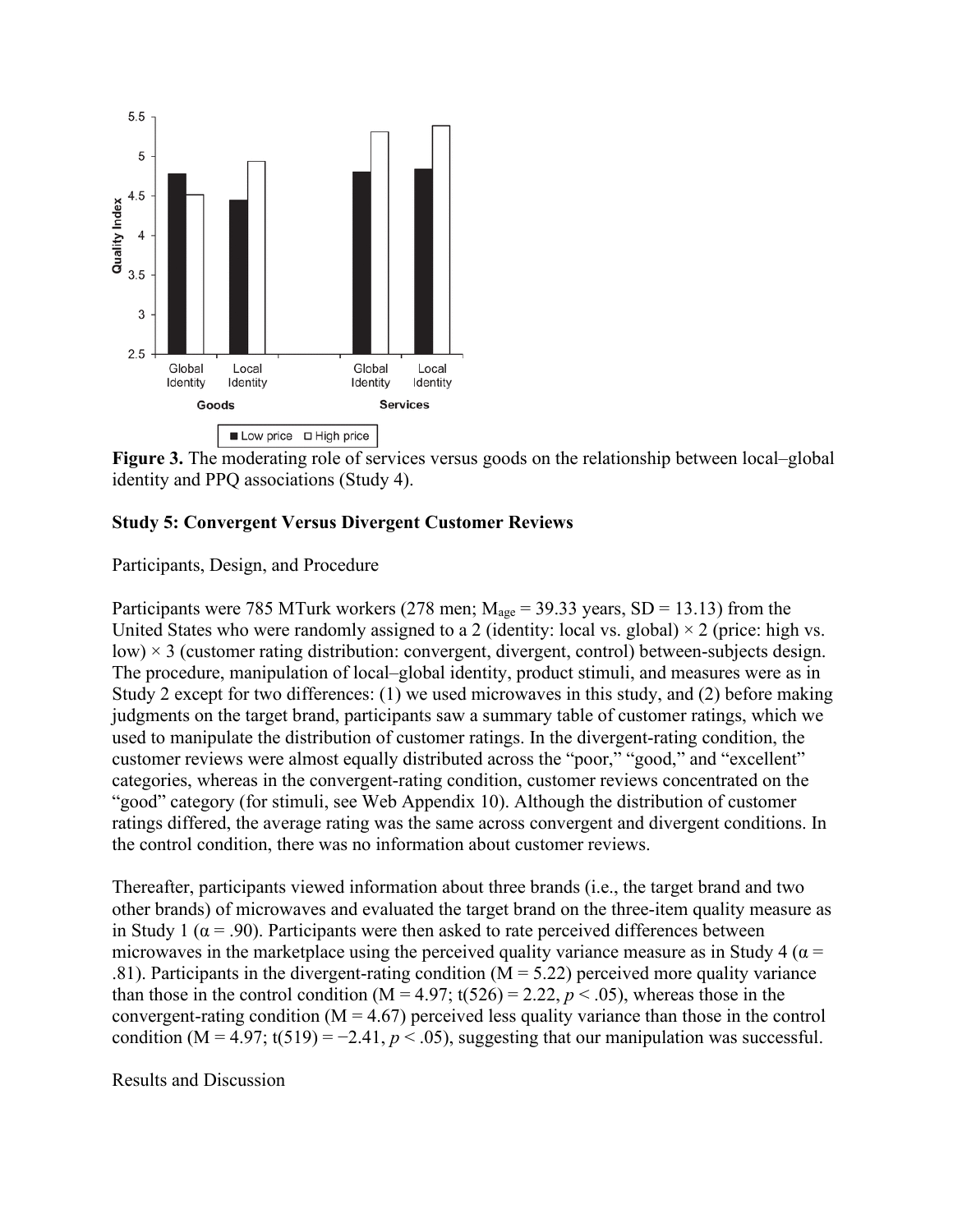**Figure 3.** The moderating role of services versus goods on the relationship between local–global identity and PPQ associations (Study 4).

## Study 5: Convergent Versus Divergent Customer Reviews

Participants, Design, and Procedure

Participants were 785 MTurk workers (278 men; $M_{age}$ = 39.33 years, SD = 13.13) from the United States who were randomly assigned to a 2 (identity: local vs. global) × 2 (price: high vs. low) × 3 (customer rating distribution: convergent, divergent, control) between-subjects design. The procedure, manipulation of local–global identity, product stimuli, and measures were as in Study 2 except for two differences: (1) we used microwaves in this study, and (2) before making judgments on the target brand, participants saw a summary table of customer ratings, which we used to manipulate the distribution of customer ratings. In the divergent-rating condition, the customer reviews were almost equally distributed across the "poor," "good," and "excellent" categories, whereas in the convergent-rating condition, customer reviews concentrated on the "good" category (for stimuli, see Web Appendix 10). Although the distribution of customer ratings differed, the average rating was the same across convergent and divergent conditions. In the control condition, there was no information about customer reviews.

Thereafter, participants viewed information about three brands (i.e., the target brand and two other brands) of microwaves and evaluated the target brand on the three-item quality measure as in Study 1 (α = .90). Participants were then asked to rate perceived differences between microwaves in the marketplace using the perceived quality variance measure as in Study 4 (α = .81). Participants in the divergent-rating condition (M = 5.22) perceived more quality variance than those in the control condition (M = 4.97; $t(526) = 2.22$, $p < .05$), whereas those in the convergent-rating condition (M = 4.67) perceived less quality variance than those in the control condition (M = 4.97; $t(519) = -2.41$, $p < .05$), suggesting that our manipulation was successful.

Results and Discussion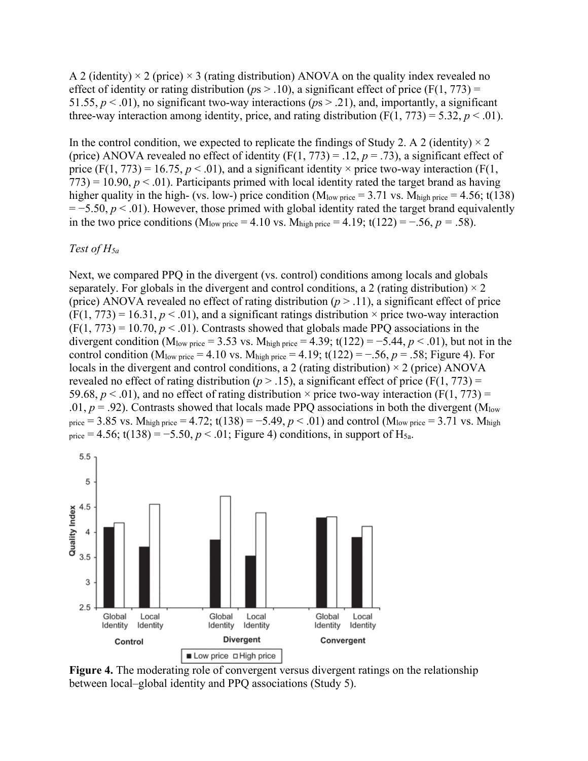A 2 (identity) × 2 (price) × 3 (rating distribution) ANOVA on the quality index revealed no effect of identity or rating distribution ($p$s > .10), a significant effect of price ($F(1, 773) = 51.55$, $p < .01$), no significant two-way interactions ($p$s > .21), and, importantly, a significant three-way interaction among identity, price, and rating distribution ($F(1, 773) = 5.32$, $p < .01$).

In the control condition, we expected to replicate the findings of Study 2. A 2 (identity) × 2 (price) ANOVA revealed no effect of identity ($F(1, 773) = .12$, $p = .73$), a significant effect of price ($F(1, 773) = 16.75$, $p < .01$), and a significant identity × price two-way interaction ($F(1, 773) = 10.90$, $p < .01$). Participants primed with local identity rated the target brand as having higher quality in the high- (vs. low-) price condition ($M_{\text{low price}} = 3.71$ vs. $M_{\text{high price}} = 4.56$; $t(138) = -5.50$, $p < .01$). However, those primed with global identity rated the target brand equivalently in the two price conditions ($M_{\text{low price}} = 4.10$ vs. $M_{\text{high price}} = 4.19$; $t(122) = -.56$, $p = .58$).

*Test of $H_{5a}$*

Next, we compared PPQ in the divergent (vs. control) conditions among locals and globals separately. For globals in the divergent and control conditions, a 2 (rating distribution) × 2 (price) ANOVA revealed no effect of rating distribution ($p > .11$), a significant effect of price ($F(1, 773) = 16.31$, $p < .01$), and a significant ratings distribution × price two-way interaction ($F(1, 773) = 10.70$, $p < .01$). Contrasts showed that globals made PPQ associations in the divergent condition ($M_{\text{low price}} = 3.53$ vs. $M_{\text{high price}} = 4.39$; $t(122) = -5.44$, $p < .01$), but not in the control condition ($M_{\text{low price}} = 4.10$ vs. $M_{\text{high price}} = 4.19$; $t(122) = -.56$, $p = .58$; Figure 4). For locals in the divergent and control conditions, a 2 (rating distribution) × 2 (price) ANOVA revealed no effect of rating distribution ($p > .15$), a significant effect of price ($F(1, 773) = 59.68$, $p < .01$), and no effect of rating distribution × price two-way interaction ($F(1, 773) = .01$, $p = .92$). Contrasts showed that locals made PPQ associations in both the divergent ($M_{\text{low price}} = 3.85$ vs. $M_{\text{high price}} = 4.72$; $t(138) = -5.49$, $p < .01$) and control ($M_{\text{low price}} = 3.71$ vs. $M_{\text{high price}} = 4.56$; $t(138) = -5.50$, $p < .01$; Figure 4) conditions, in support of $H_{5a}$.

**Figure 4.** The moderating role of convergent versus divergent ratings on the relationship between local–global identity and PPQ associations (Study 5).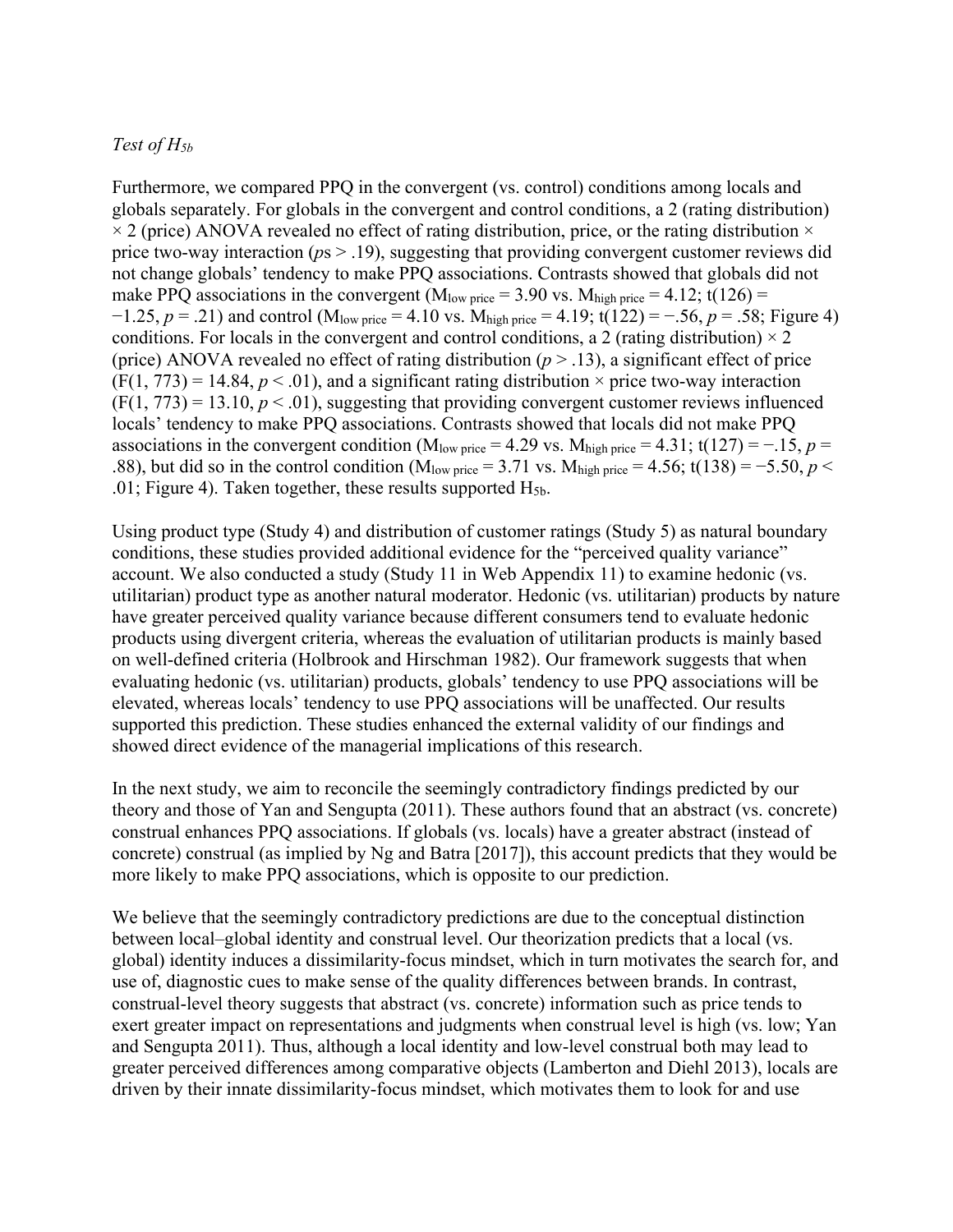*Test of $H_{5b}$*

Furthermore, we compared PPQ in the convergent (vs. control) conditions among locals and globals separately. For globals in the convergent and control conditions, a 2 (rating distribution) × 2 (price) ANOVA revealed no effect of rating distribution, price, or the rating distribution × price two-way interaction ($p$s > .19), suggesting that providing convergent customer reviews did not change globals' tendency to make PPQ associations. Contrasts showed that globals did not make PPQ associations in the convergent ($M_{low\ price} = 3.90$ vs. $M_{high\ price} = 4.12$; $t(126) = -1.25$, $p = .21$) and control ($M_{low\ price} = 4.10$ vs. $M_{high\ price} = 4.19$; $t(122) = -.56$, $p = .58$; Figure 4) conditions. For locals in the convergent and control conditions, a 2 (rating distribution) × 2 (price) ANOVA revealed no effect of rating distribution ($p > .13$), a significant effect of price ($F(1, 773) = 14.84$, $p < .01$), and a significant rating distribution × price two-way interaction ($F(1, 773) = 13.10$, $p < .01$), suggesting that providing convergent customer reviews influenced locals' tendency to make PPQ associations. Contrasts showed that locals did not make PPQ associations in the convergent condition ($M_{low\ price} = 4.29$ vs. $M_{high\ price} = 4.31$; $t(127) = -.15$, $p = .88$), but did so in the control condition ($M_{low\ price} = 3.71$ vs. $M_{high\ price} = 4.56$; $t(138) = -5.50$, $p < .01$; Figure 4). Taken together, these results supported $H_{5b}$.

Using product type (Study 4) and distribution of customer ratings (Study 5) as natural boundary conditions, these studies provided additional evidence for the "perceived quality variance" account. We also conducted a study (Study 11 in Web Appendix 11) to examine hedonic (vs. utilitarian) product type as another natural moderator. Hedonic (vs. utilitarian) products by nature have greater perceived quality variance because different consumers tend to evaluate hedonic products using divergent criteria, whereas the evaluation of utilitarian products is mainly based on well-defined criteria (Holbrook and Hirschman 1982). Our framework suggests that when evaluating hedonic (vs. utilitarian) products, globals' tendency to use PPQ associations will be elevated, whereas locals' tendency to use PPQ associations will be unaffected. Our results supported this prediction. These studies enhanced the external validity of our findings and showed direct evidence of the managerial implications of this research.

In the next study, we aim to reconcile the seemingly contradictory findings predicted by our theory and those of Yan and Sengupta (2011). These authors found that an abstract (vs. concrete) construal enhances PPQ associations. If globals (vs. locals) have a greater abstract (instead of concrete) construal (as implied by Ng and Batra [2017]), this account predicts that they would be more likely to make PPQ associations, which is opposite to our prediction.

We believe that the seemingly contradictory predictions are due to the conceptual distinction between local–global identity and construal level. Our theorization predicts that a local (vs. global) identity induces a dissimilarity-focus mindset, which in turn motivates the search for, and use of, diagnostic cues to make sense of the quality differences between brands. In contrast, construal-level theory suggests that abstract (vs. concrete) information such as price tends to exert greater impact on representations and judgments when construal level is high (vs. low; Yan and Sengupta 2011). Thus, although a local identity and low-level construal both may lead to greater perceived differences among comparative objects (Lamberton and Diehl 2013), locals are driven by their innate dissimilarity-focus mindset, which motivates them to look for and use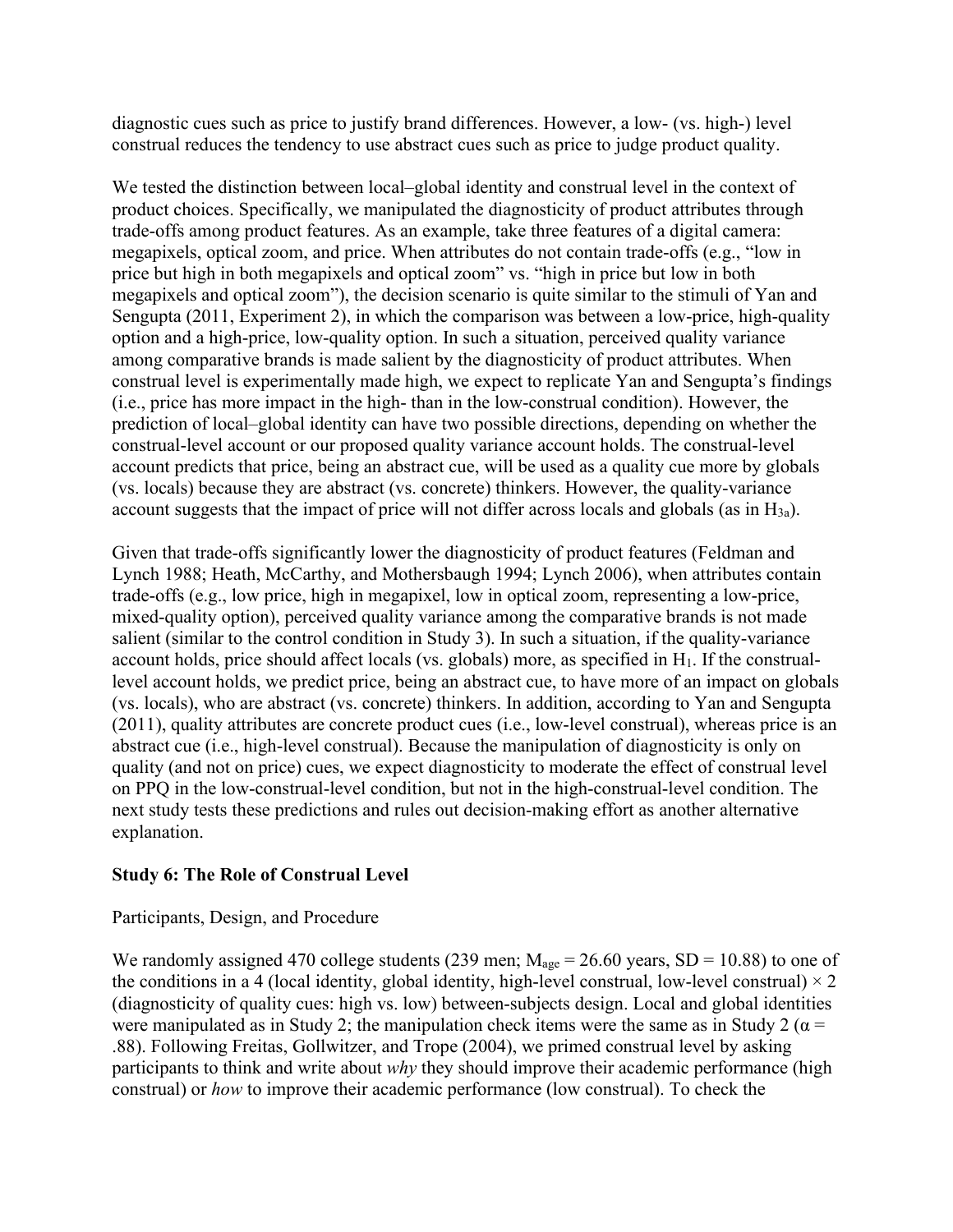diagnostic cues such as price to justify brand differences. However, a low- (vs. high-) level construal reduces the tendency to use abstract cues such as price to judge product quality.

We tested the distinction between local–global identity and construal level in the context of product choices. Specifically, we manipulated the diagnosticity of product attributes through trade-offs among product features. As an example, take three features of a digital camera: megapixels, optical zoom, and price. When attributes do not contain trade-offs (e.g., "low in price but high in both megapixels and optical zoom" vs. "high in price but low in both megapixels and optical zoom"), the decision scenario is quite similar to the stimuli of Yan and Sengupta (2011, Experiment 2), in which the comparison was between a low-price, high-quality option and a high-price, low-quality option. In such a situation, perceived quality variance among comparative brands is made salient by the diagnosticity of product attributes. When construal level is experimentally made high, we expect to replicate Yan and Sengupta's findings (i.e., price has more impact in the high- than in the low-construal condition). However, the prediction of local–global identity can have two possible directions, depending on whether the construal-level account or our proposed quality variance account holds. The construal-level account predicts that price, being an abstract cue, will be used as a quality cue more by globals (vs. locals) because they are abstract (vs. concrete) thinkers. However, the quality-variance account suggests that the impact of price will not differ across locals and globals (as in $H_{3a}$).

Given that trade-offs significantly lower the diagnosticity of product features (Feldman and Lynch 1988; Heath, McCarthy, and Mothersbaugh 1994; Lynch 2006), when attributes contain trade-offs (e.g., low price, high in megapixel, low in optical zoom, representing a low-price, mixed-quality option), perceived quality variance among the comparative brands is not made salient (similar to the control condition in Study 3). In such a situation, if the quality-variance account holds, price should affect locals (vs. globals) more, as specified in $H_1$. If the construal-level account holds, we predict price, being an abstract cue, to have more of an impact on globals (vs. locals), who are abstract (vs. concrete) thinkers. In addition, according to Yan and Sengupta (2011), quality attributes are concrete product cues (i.e., low-level construal), whereas price is an abstract cue (i.e., high-level construal). Because the manipulation of diagnosticity is only on quality (and not on price) cues, we expect diagnosticity to moderate the effect of construal level on PPQ in the low-construal-level condition, but not in the high-construal-level condition. The next study tests these predictions and rules out decision-making effort as another alternative explanation.

## Study 6: The Role of Construal Level

### Participants, Design, and Procedure

We randomly assigned 470 college students (239 men; $M_{age} = 26.60$ years, $SD = 10.88$) to one of the conditions in a 4 (local identity, global identity, high-level construal, low-level construal) × 2 (diagnosticity of quality cues: high vs. low) between-subjects design. Local and global identities were manipulated as in Study 2; the manipulation check items were the same as in Study 2 ($\alpha = .88$). Following Freitas, Gollwitzer, and Trope (2004), we primed construal level by asking participants to think and write about *why* they should improve their academic performance (high construal) or *how* to improve their academic performance (low construal). To check the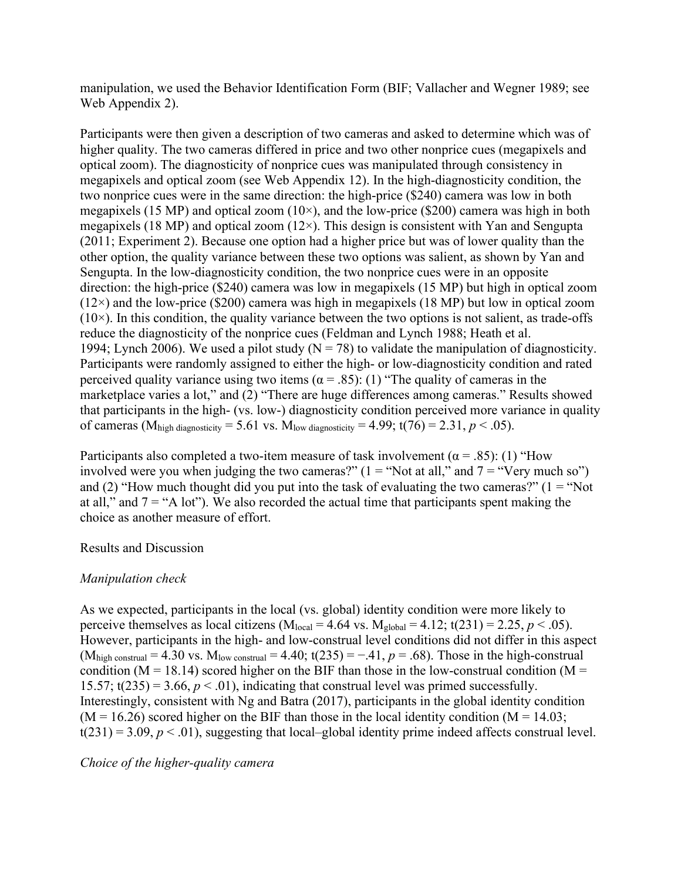manipulation, we used the Behavior Identification Form (BIF; Vallacher and Wegner 1989; see Web Appendix 2).

Participants were then given a description of two cameras and asked to determine which was of higher quality. The two cameras differed in price and two other nonprice cues (megapixels and optical zoom). The diagnosticity of nonprice cues was manipulated through consistency in megapixels and optical zoom (see Web Appendix 12). In the high-diagnosticity condition, the two nonprice cues were in the same direction: the high-price ($240) camera was low in both megapixels (15 MP) and optical zoom (10×), and the low-price ($200) camera was high in both megapixels (18 MP) and optical zoom (12×). This design is consistent with Yan and Sengupta (2011; Experiment 2). Because one option had a higher price but was of lower quality than the other option, the quality variance between these two options was salient, as shown by Yan and Sengupta. In the low-diagnosticity condition, the two nonprice cues were in an opposite direction: the high-price ($240) camera was low in megapixels (15 MP) but high in optical zoom (12×) and the low-price ($200) camera was high in megapixels (18 MP) but low in optical zoom (10×). In this condition, the quality variance between the two options is not salient, as trade-offs reduce the diagnosticity of the nonprice cues (Feldman and Lynch 1988; Heath et al. 1994; Lynch 2006). We used a pilot study (N = 78) to validate the manipulation of diagnosticity. Participants were randomly assigned to either the high- or low-diagnosticity condition and rated perceived quality variance using two items (α = .85): (1) "The quality of cameras in the marketplace varies a lot," and (2) "There are huge differences among cameras." Results showed that participants in the high- (vs. low-) diagnosticity condition perceived more variance in quality of cameras ($M_{\text{high diagnosticity}}$ = 5.61 vs. $M_{\text{low diagnosticity}}$ = 4.99; t(76) = 2.31, *p* < .05).

Participants also completed a two-item measure of task involvement (α = .85): (1) "How involved were you when judging the two cameras?" (1 = "Not at all," and 7 = "Very much so") and (2) "How much thought did you put into the task of evaluating the two cameras?" (1 = "Not at all," and 7 = "A lot"). We also recorded the actual time that participants spent making the choice as another measure of effort.

Results and Discussion

*Manipulation check*

As we expected, participants in the local (vs. global) identity condition were more likely to perceive themselves as local citizens ($M_{\text{local}}$ = 4.64 vs. $M_{\text{global}}$ = 4.12; t(231) = 2.25, *p* < .05). However, participants in the high- and low-construal level conditions did not differ in this aspect ($M_{\text{high construal}}$ = 4.30 vs. $M_{\text{low construal}}$ = 4.40; t(235) = −.41, *p* = .68). Those in the high-construal condition (M = 18.14) scored higher on the BIF than those in the low-construal condition (M = 15.57; t(235) = 3.66, *p* < .01), indicating that construal level was primed successfully. Interestingly, consistent with Ng and Batra (2017), participants in the global identity condition (M = 16.26) scored higher on the BIF than those in the local identity condition (M = 14.03; t(231) = 3.09, *p* < .01), suggesting that local–global identity prime indeed affects construal level.

*Choice of the higher-quality camera*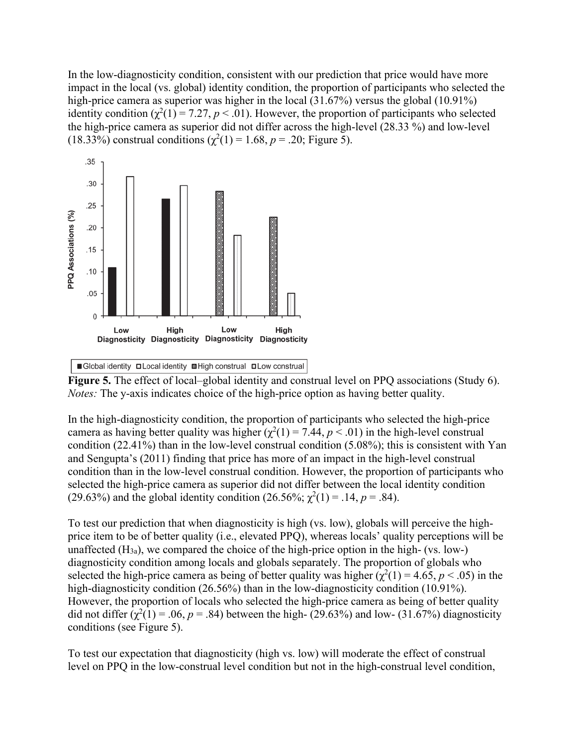In the low-diagnosticity condition, consistent with our prediction that price would have more impact in the local (vs. global) identity condition, the proportion of participants who selected the high-price camera as superior was higher in the local (31.67%) versus the global (10.91%) identity condition ($\chi^2(1) = 7.27$, $p < .01$). However, the proportion of participants who selected the high-price camera as superior did not differ across the high-level (28.33 %) and low-level (18.33%) construal conditions ($\chi^2(1) = 1.68$, $p = .20$; Figure 5).

**Figure 5.** The effect of local–global identity and construal level on PPQ associations (Study 6). *Notes:* The y-axis indicates choice of the high-price option as having better quality.

In the high-diagnosticity condition, the proportion of participants who selected the high-price camera as having better quality was higher ($\chi^2(1) = 7.44$, $p < .01$) in the high-level construal condition (22.41%) than in the low-level construal condition (5.08%); this is consistent with Yan and Sengupta's (2011) finding that price has more of an impact in the high-level construal condition than in the low-level construal condition. However, the proportion of participants who selected the high-price camera as superior did not differ between the local identity condition (29.63%) and the global identity condition (26.56%; $\chi^2(1) = .14$, $p = .84$).

To test our prediction that when diagnosticity is high (vs. low), globals will perceive the high-price item to be of better quality (i.e., elevated PPQ), whereas locals' quality perceptions will be unaffected ($H_{3a}$), we compared the choice of the high-price option in the high- (vs. low-) diagnosticity condition among locals and globals separately. The proportion of globals who selected the high-price camera as being of better quality was higher ($\chi^2(1) = 4.65$, $p < .05$) in the high-diagnosticity condition (26.56%) than in the low-diagnosticity condition (10.91%). However, the proportion of locals who selected the high-price camera as being of better quality did not differ ($\chi^2(1) = .06$, $p = .84$) between the high- (29.63%) and low- (31.67%) diagnosticity conditions (see Figure 5).

To test our expectation that diagnosticity (high vs. low) will moderate the effect of construal level on PPQ in the low-construal level condition but not in the high-construal level condition,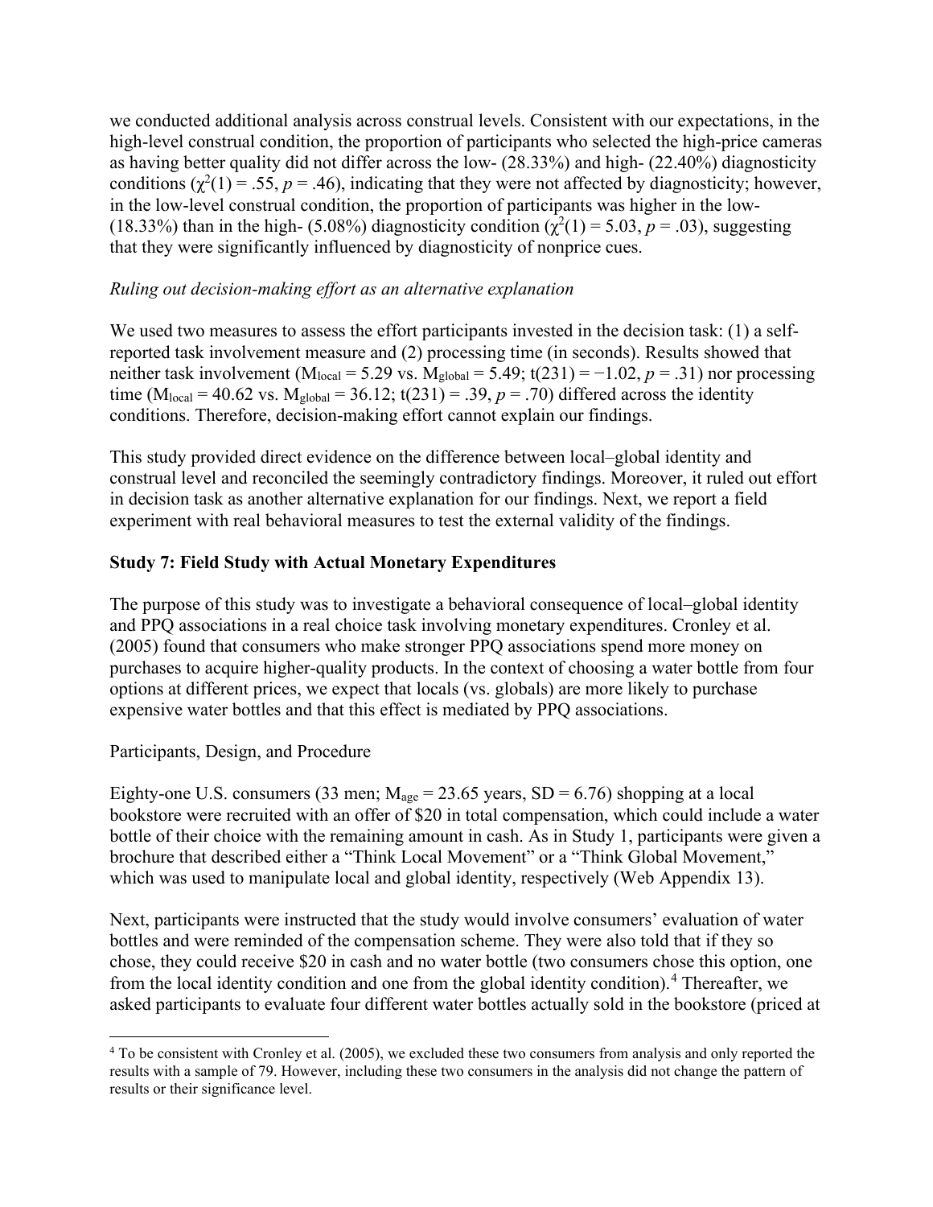we conducted additional analysis across construal levels. Consistent with our expectations, in the high-level construal condition, the proportion of participants who selected the high-price cameras as having better quality did not differ across the low- (28.33%) and high- (22.40%) diagnosticity conditions ($\chi^2(1) = .55$, $p = .46$), indicating that they were not affected by diagnosticity; however, in the low-level construal condition, the proportion of participants was higher in the low- (18.33%) than in the high- (5.08%) diagnosticity condition ($\chi^2(1) = 5.03$, $p = .03$), suggesting that they were significantly influenced by diagnosticity of nonprice cues.

*Ruling out decision-making effort as an alternative explanation*

We used two measures to assess the effort participants invested in the decision task: (1) a self-reported task involvement measure and (2) processing time (in seconds). Results showed that neither task involvement ($M_{local} = 5.29$ vs. $M_{global} = 5.49$; $t(231) = -1.02$, $p = .31$) nor processing time ($M_{local} = 40.62$ vs. $M_{global} = 36.12$; $t(231) = .39$, $p = .70$) differed across the identity conditions. Therefore, decision-making effort cannot explain our findings.

This study provided direct evidence on the difference between local–global identity and construal level and reconciled the seemingly contradictory findings. Moreover, it ruled out effort in decision task as another alternative explanation for our findings. Next, we report a field experiment with real behavioral measures to test the external validity of the findings.

**Study 7: Field Study with Actual Monetary Expenditures**

The purpose of this study was to investigate a behavioral consequence of local–global identity and PPQ associations in a real choice task involving monetary expenditures. Cronley et al. (2005) found that consumers who make stronger PPQ associations spend more money on purchases to acquire higher-quality products. In the context of choosing a water bottle from four options at different prices, we expect that locals (vs. globals) are more likely to purchase expensive water bottles and that this effect is mediated by PPQ associations.

Participants, Design, and Procedure

Eighty-one U.S. consumers (33 men; $M_{age} = 23.65$ years, $SD = 6.76$) shopping at a local bookstore were recruited with an offer of $20 in total compensation, which could include a water bottle of their choice with the remaining amount in cash. As in Study 1, participants were given a brochure that described either a "Think Local Movement" or a "Think Global Movement," which was used to manipulate local and global identity, respectively (Web Appendix 13).

Next, participants were instructed that the study would involve consumers' evaluation of water bottles and were reminded of the compensation scheme. They were also told that if they so chose, they could receive $20 in cash and no water bottle (two consumers chose this option, one from the local identity condition and one from the global identity condition).[4] Thereafter, we asked participants to evaluate four different water bottles actually sold in the bookstore (priced at

[4] To be consistent with Cronley et al. (2005), we excluded these two consumers from analysis and only reported the results with a sample of 79. However, including these two consumers in the analysis did not change the pattern of results or their significance level.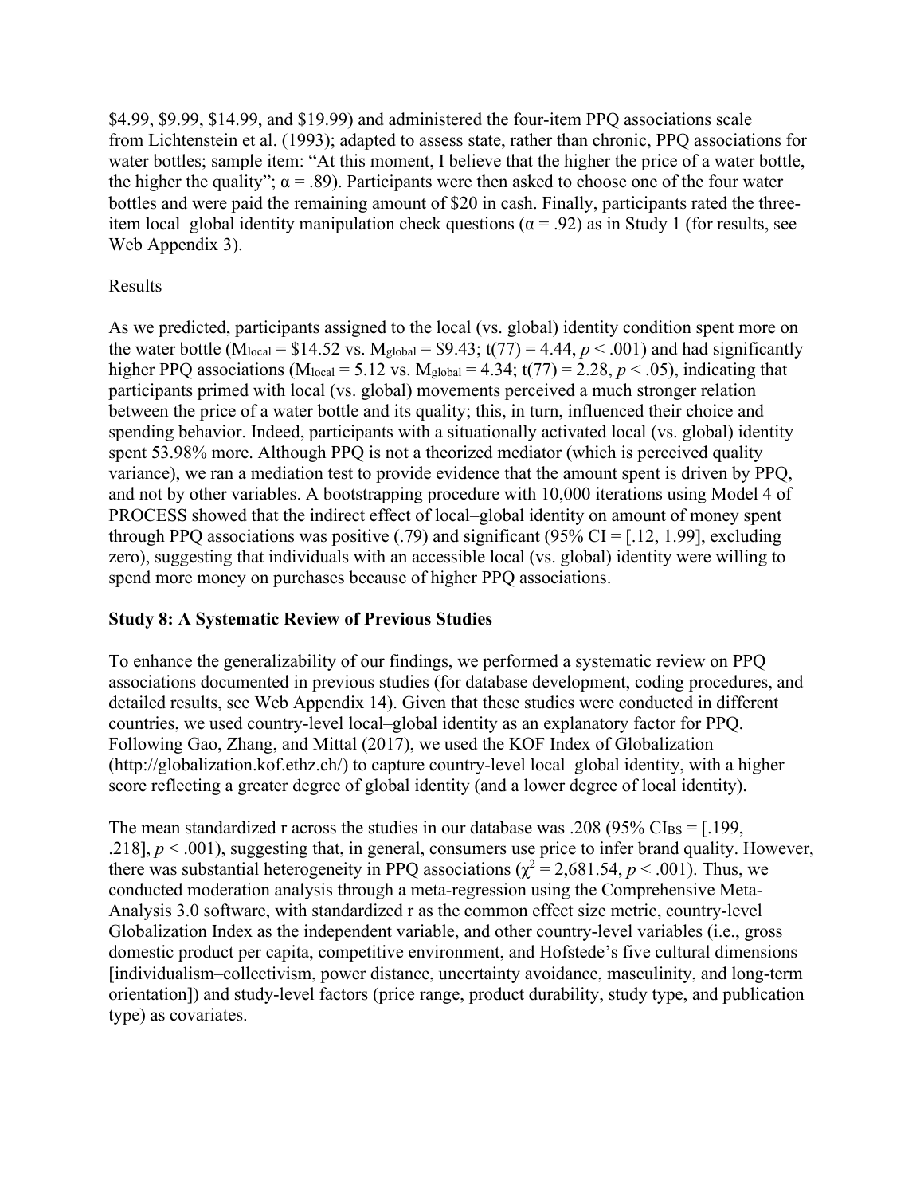\$4.99, \$9.99, \$14.99, and \$19.99) and administered the four-item PPQ associations scale from Lichtenstein et al. (1993); adapted to assess state, rather than chronic, PPQ associations for water bottles; sample item: "At this moment, I believe that the higher the price of a water bottle, the higher the quality"; $\alpha = .89$). Participants were then asked to choose one of the four water bottles and were paid the remaining amount of \$20 in cash. Finally, participants rated the three-item local–global identity manipulation check questions ($\alpha = .92$) as in Study 1 (for results, see Web Appendix 3).

Results

As we predicted, participants assigned to the local (vs. global) identity condition spent more on the water bottle ($M_{local}$ = \$14.52 vs. $M_{global}$ = \$9.43; $t(77) = 4.44$, $p < .001$) and had significantly higher PPQ associations ($M_{local} = 5.12$ vs. $M_{global} = 4.34$; $t(77) = 2.28$, $p < .05$), indicating that participants primed with local (vs. global) movements perceived a much stronger relation between the price of a water bottle and its quality; this, in turn, influenced their choice and spending behavior. Indeed, participants with a situationally activated local (vs. global) identity spent 53.98% more. Although PPQ is not a theorized mediator (which is perceived quality variance), we ran a mediation test to provide evidence that the amount spent is driven by PPQ, and not by other variables. A bootstrapping procedure with 10,000 iterations using Model 4 of PROCESS showed that the indirect effect of local–global identity on amount of money spent through PPQ associations was positive (.79) and significant (95% CI = [.12, 1.99], excluding zero), suggesting that individuals with an accessible local (vs. global) identity were willing to spend more money on purchases because of higher PPQ associations.

**Study 8: A Systematic Review of Previous Studies**

To enhance the generalizability of our findings, we performed a systematic review on PPQ associations documented in previous studies (for database development, coding procedures, and detailed results, see Web Appendix 14). Given that these studies were conducted in different countries, we used country-level local–global identity as an explanatory factor for PPQ. Following Gao, Zhang, and Mittal (2017), we used the KOF Index of Globalization (http://globalization.kof.ethz.ch/) to capture country-level local–global identity, with a higher score reflecting a greater degree of global identity (and a lower degree of local identity).

The mean standardized r across the studies in our database was .208 (95% $CI_{BS}$ = [.199, .218], $p < .001$), suggesting that, in general, consumers use price to infer brand quality. However, there was substantial heterogeneity in PPQ associations ($\chi^2 = 2{,}681.54$, $p < .001$). Thus, we conducted moderation analysis through a meta-regression using the Comprehensive Meta-Analysis 3.0 software, with standardized r as the common effect size metric, country-level Globalization Index as the independent variable, and other country-level variables (i.e., gross domestic product per capita, competitive environment, and Hofstede's five cultural dimensions [individualism–collectivism, power distance, uncertainty avoidance, masculinity, and long-term orientation]) and study-level factors (price range, product durability, study type, and publication type) as covariates.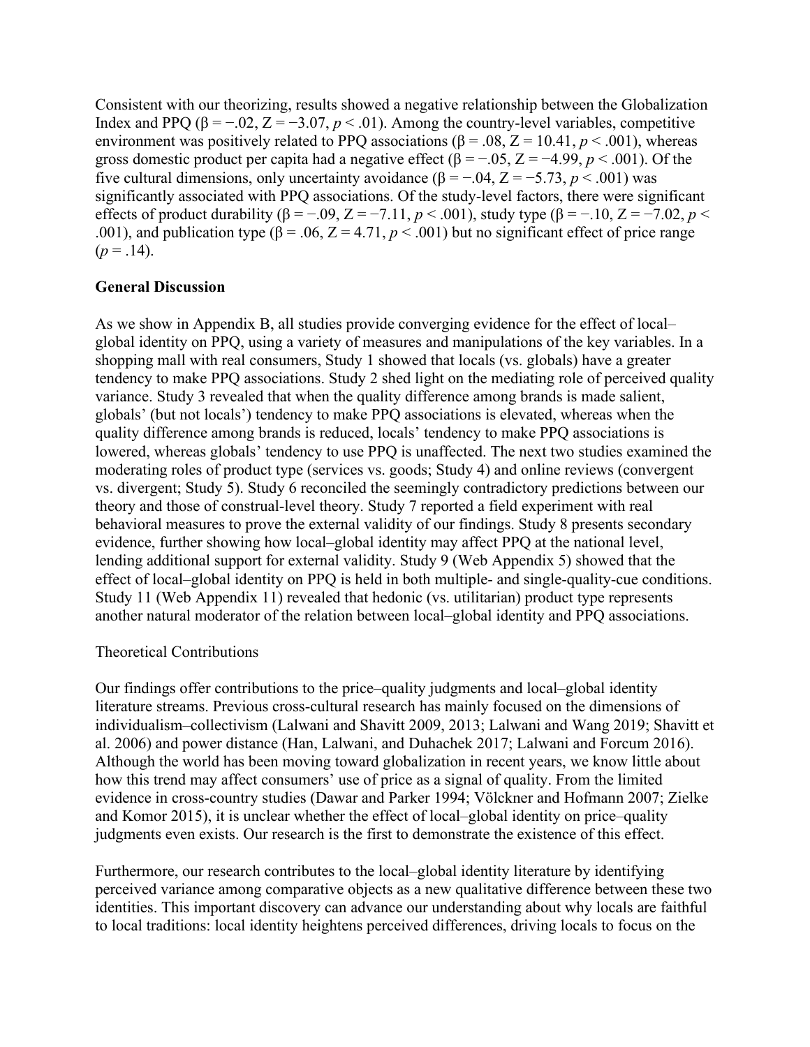Consistent with our theorizing, results showed a negative relationship between the Globalization Index and PPQ ($\beta = -.02$, $Z = -3.07$, $p < .01$). Among the country-level variables, competitive environment was positively related to PPQ associations ($\beta = .08$, $Z = 10.41$, $p < .001$), whereas gross domestic product per capita had a negative effect ($\beta = -.05$, $Z = -4.99$, $p < .001$). Of the five cultural dimensions, only uncertainty avoidance ($\beta = -.04$, $Z = -5.73$, $p < .001$) was significantly associated with PPQ associations. Of the study-level factors, there were significant effects of product durability ($\beta = -.09$, $Z = -7.11$, $p < .001$), study type ($\beta = -.10$, $Z = -7.02$, $p < .001$), and publication type ($\beta = .06$, $Z = 4.71$, $p < .001$) but no significant effect of price range ($p = .14$).

**General Discussion**

As we show in Appendix B, all studies provide converging evidence for the effect of local–global identity on PPQ, using a variety of measures and manipulations of the key variables. In a shopping mall with real consumers, Study 1 showed that locals (vs. globals) have a greater tendency to make PPQ associations. Study 2 shed light on the mediating role of perceived quality variance. Study 3 revealed that when the quality difference among brands is made salient, globals' (but not locals') tendency to make PPQ associations is elevated, whereas when the quality difference among brands is reduced, locals' tendency to make PPQ associations is lowered, whereas globals' tendency to use PPQ is unaffected. The next two studies examined the moderating roles of product type (services vs. goods; Study 4) and online reviews (convergent vs. divergent; Study 5). Study 6 reconciled the seemingly contradictory predictions between our theory and those of construal-level theory. Study 7 reported a field experiment with real behavioral measures to prove the external validity of our findings. Study 8 presents secondary evidence, further showing how local–global identity may affect PPQ at the national level, lending additional support for external validity. Study 9 (Web Appendix 5) showed that the effect of local–global identity on PPQ is held in both multiple- and single-quality-cue conditions. Study 11 (Web Appendix 11) revealed that hedonic (vs. utilitarian) product type represents another natural moderator of the relation between local–global identity and PPQ associations.

Theoretical Contributions

Our findings offer contributions to the price–quality judgments and local–global identity literature streams. Previous cross-cultural research has mainly focused on the dimensions of individualism–collectivism (Lalwani and Shavitt 2009, 2013; Lalwani and Wang 2019; Shavitt et al. 2006) and power distance (Han, Lalwani, and Duhachek 2017; Lalwani and Forcum 2016). Although the world has been moving toward globalization in recent years, we know little about how this trend may affect consumers' use of price as a signal of quality. From the limited evidence in cross-country studies (Dawar and Parker 1994; Völckner and Hofmann 2007; Zielke and Komor 2015), it is unclear whether the effect of local–global identity on price–quality judgments even exists. Our research is the first to demonstrate the existence of this effect.

Furthermore, our research contributes to the local–global identity literature by identifying perceived variance among comparative objects as a new qualitative difference between these two identities. This important discovery can advance our understanding about why locals are faithful to local traditions: local identity heightens perceived differences, driving locals to focus on the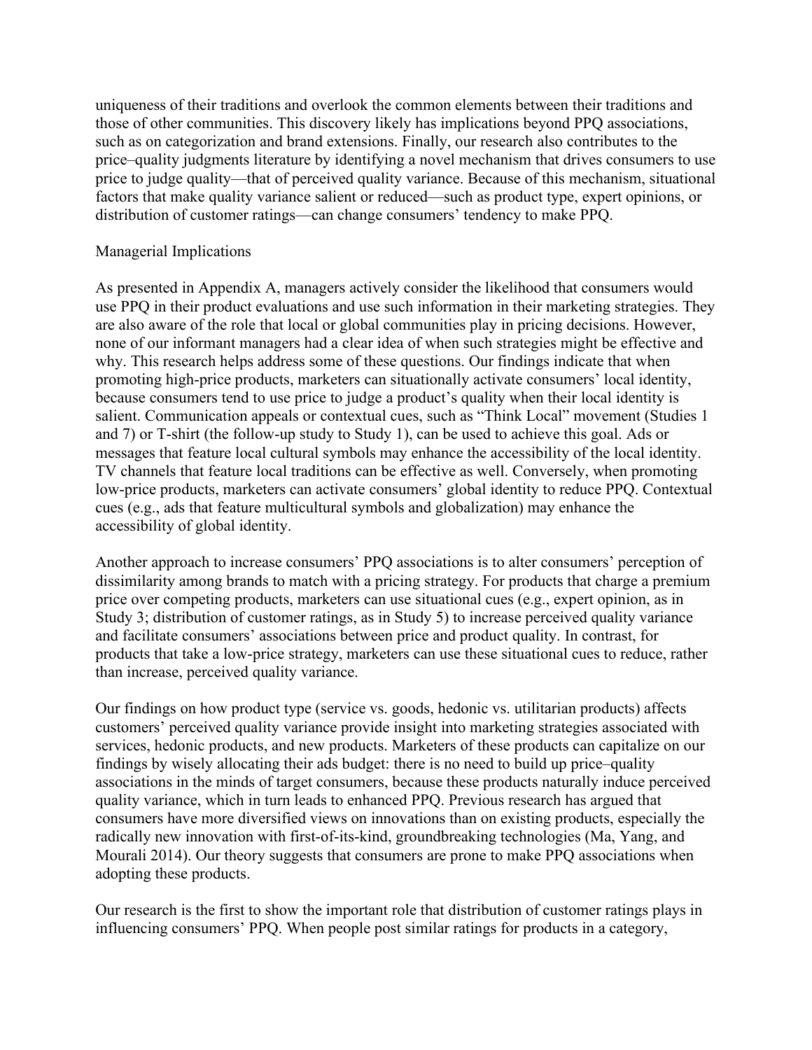uniqueness of their traditions and overlook the common elements between their traditions and those of other communities. This discovery likely has implications beyond PPQ associations, such as on categorization and brand extensions. Finally, our research also contributes to the price–quality judgments literature by identifying a novel mechanism that drives consumers to use price to judge quality—that of perceived quality variance. Because of this mechanism, situational factors that make quality variance salient or reduced—such as product type, expert opinions, or distribution of customer ratings—can change consumers' tendency to make PPQ.

## Managerial Implications

As presented in Appendix A, managers actively consider the likelihood that consumers would use PPQ in their product evaluations and use such information in their marketing strategies. They are also aware of the role that local or global communities play in pricing decisions. However, none of our informant managers had a clear idea of when such strategies might be effective and why. This research helps address some of these questions. Our findings indicate that when promoting high-price products, marketers can situationally activate consumers' local identity, because consumers tend to use price to judge a product's quality when their local identity is salient. Communication appeals or contextual cues, such as "Think Local" movement (Studies 1 and 7) or T-shirt (the follow-up study to Study 1), can be used to achieve this goal. Ads or messages that feature local cultural symbols may enhance the accessibility of the local identity. TV channels that feature local traditions can be effective as well. Conversely, when promoting low-price products, marketers can activate consumers' global identity to reduce PPQ. Contextual cues (e.g., ads that feature multicultural symbols and globalization) may enhance the accessibility of global identity.

Another approach to increase consumers' PPQ associations is to alter consumers' perception of dissimilarity among brands to match with a pricing strategy. For products that charge a premium price over competing products, marketers can use situational cues (e.g., expert opinion, as in Study 3; distribution of customer ratings, as in Study 5) to increase perceived quality variance and facilitate consumers' associations between price and product quality. In contrast, for products that take a low-price strategy, marketers can use these situational cues to reduce, rather than increase, perceived quality variance.

Our findings on how product type (service vs. goods, hedonic vs. utilitarian products) affects customers' perceived quality variance provide insight into marketing strategies associated with services, hedonic products, and new products. Marketers of these products can capitalize on our findings by wisely allocating their ads budget: there is no need to build up price–quality associations in the minds of target consumers, because these products naturally induce perceived quality variance, which in turn leads to enhanced PPQ. Previous research has argued that consumers have more diversified views on innovations than on existing products, especially the radically new innovation with first-of-its-kind, groundbreaking technologies (Ma, Yang, and Mourali 2014). Our theory suggests that consumers are prone to make PPQ associations when adopting these products.

Our research is the first to show the important role that distribution of customer ratings plays in influencing consumers' PPQ. When people post similar ratings for products in a category,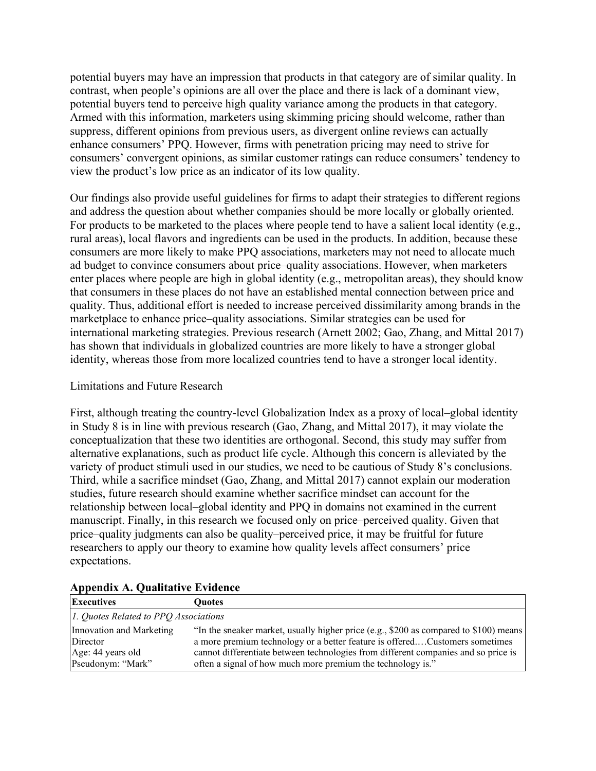potential buyers may have an impression that products in that category are of similar quality. In contrast, when people's opinions are all over the place and there is lack of a dominant view, potential buyers tend to perceive high quality variance among the products in that category. Armed with this information, marketers using skimming pricing should welcome, rather than suppress, different opinions from previous users, as divergent online reviews can actually enhance consumers' PPQ. However, firms with penetration pricing may need to strive for consumers' convergent opinions, as similar customer ratings can reduce consumers' tendency to view the product's low price as an indicator of its low quality.

Our findings also provide useful guidelines for firms to adapt their strategies to different regions and address the question about whether companies should be more locally or globally oriented. For products to be marketed to the places where people tend to have a salient local identity (e.g., rural areas), local flavors and ingredients can be used in the products. In addition, because these consumers are more likely to make PPQ associations, marketers may not need to allocate much ad budget to convince consumers about price–quality associations. However, when marketers enter places where people are high in global identity (e.g., metropolitan areas), they should know that consumers in these places do not have an established mental connection between price and quality. Thus, additional effort is needed to increase perceived dissimilarity among brands in the marketplace to enhance price–quality associations. Similar strategies can be used for international marketing strategies. Previous research (Arnett 2002; Gao, Zhang, and Mittal 2017) has shown that individuals in globalized countries are more likely to have a stronger global identity, whereas those from more localized countries tend to have a stronger local identity.

## Limitations and Future Research

First, although treating the country-level Globalization Index as a proxy of local–global identity in Study 8 is in line with previous research (Gao, Zhang, and Mittal 2017), it may violate the conceptualization that these two identities are orthogonal. Second, this study may suffer from alternative explanations, such as product life cycle. Although this concern is alleviated by the variety of product stimuli used in our studies, we need to be cautious of Study 8's conclusions. Third, while a sacrifice mindset (Gao, Zhang, and Mittal 2017) cannot explain our moderation studies, future research should examine whether sacrifice mindset can account for the relationship between local–global identity and PPQ in domains not examined in the current manuscript. Finally, in this research we focused only on price–perceived quality. Given that price–quality judgments can also be quality–perceived price, it may be fruitful for future researchers to apply our theory to examine how quality levels affect consumers' price expectations.

## Appendix A. Qualitative Evidence

| Executives | Quotes |
|---|---|
| *1. Quotes Related to PPQ Associations* | |
| Innovation and Marketing Director<br>Age: 44 years old<br>Pseudonym: "Mark" | "In the sneaker market, usually higher price (e.g., $200 as compared to $100) means a more premium technology or a better feature is offered.…Customers sometimes cannot differentiate between technologies from different companies and so price is often a signal of how much more premium the technology is." |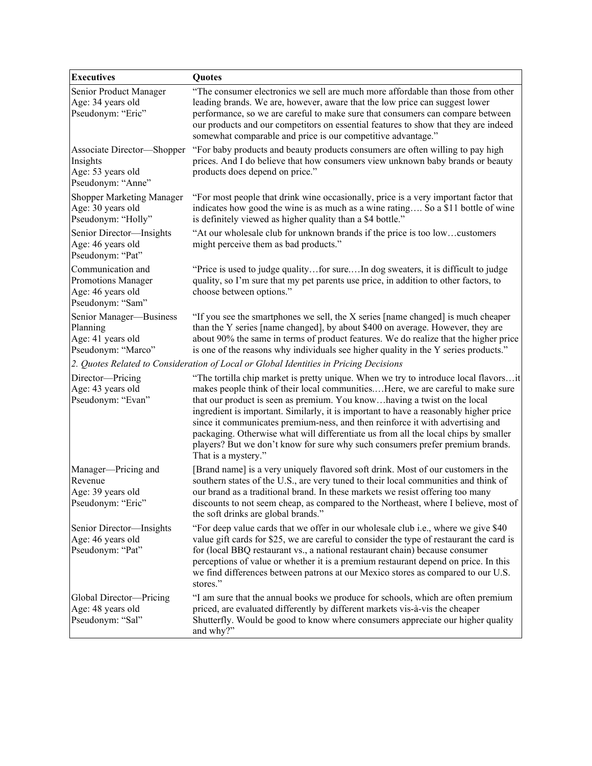| Executives | Quotes |
| --- | --- |
| Senior Product Manager<br>Age: 34 years old<br>Pseudonym: "Eric" | "The consumer electronics we sell are much more affordable than those from other leading brands. We are, however, aware that the low price can suggest lower performance, so we are careful to make sure that consumers can compare between our products and our competitors on essential features to show that they are indeed somewhat comparable and price is our competitive advantage." |
| Associate Director—Shopper Insights<br>Age: 53 years old<br>Pseudonym: "Anne" | "For baby products and beauty products consumers are often willing to pay high prices. And I do believe that how consumers view unknown baby brands or beauty products does depend on price." |
| Shopper Marketing Manager<br>Age: 30 years old<br>Pseudonym: "Holly" | "For most people that drink wine occasionally, price is a very important factor that indicates how good the wine is as much as a wine rating…. So a $11 bottle of wine is definitely viewed as higher quality than a $4 bottle." |
| Senior Director—Insights<br>Age: 46 years old<br>Pseudonym: "Pat" | "At our wholesale club for unknown brands if the price is too low…customers might perceive them as bad products." |
| Communication and Promotions Manager<br>Age: 46 years old<br>Pseudonym: "Sam" | "Price is used to judge quality…for sure.…In dog sweaters, it is difficult to judge quality, so I'm sure that my pet parents use price, in addition to other factors, to choose between options." |
| Senior Manager—Business Planning<br>Age: 41 years old<br>Pseudonym: "Marco" | "If you see the smartphones we sell, the X series [name changed] is much cheaper than the Y series [name changed], by about $400 on average. However, they are about 90% the same in terms of product features. We do realize that the higher price is one of the reasons why individuals see higher quality in the Y series products." |
| *2. Quotes Related to Consideration of Local or Global Identities in Pricing Decisions* | |
| Director—Pricing<br>Age: 43 years old<br>Pseudonym: "Evan" | "The tortilla chip market is pretty unique. When we try to introduce local flavors…it makes people think of their local communities.…Here, we are careful to make sure that our product is seen as premium. You know…having a twist on the local ingredient is important. Similarly, it is important to have a reasonably higher price since it communicates premium-ness, and then reinforce it with advertising and packaging. Otherwise what will differentiate us from all the local chips by smaller players? But we don't know for sure why such consumers prefer premium brands. That is a mystery." |
| Manager—Pricing and Revenue<br>Age: 39 years old<br>Pseudonym: "Eric" | [Brand name] is a very uniquely flavored soft drink. Most of our customers in the southern states of the U.S., are very tuned to their local communities and think of our brand as a traditional brand. In these markets we resist offering too many discounts to not seem cheap, as compared to the Northeast, where I believe, most of the soft drinks are global brands." |
| Senior Director—Insights<br>Age: 46 years old<br>Pseudonym: "Pat" | "For deep value cards that we offer in our wholesale club i.e., where we give $40 value gift cards for $25, we are careful to consider the type of restaurant the card is for (local BBQ restaurant vs., a national restaurant chain) because consumer perceptions of value or whether it is a premium restaurant depend on price. In this we find differences between patrons at our Mexico stores as compared to our U.S. stores." |
| Global Director—Pricing<br>Age: 48 years old<br>Pseudonym: "Sal" | "I am sure that the annual books we produce for schools, which are often premium priced, are evaluated differently by different markets vis-à-vis the cheaper Shutterfly. Would be good to know where consumers appreciate our higher quality and why?" |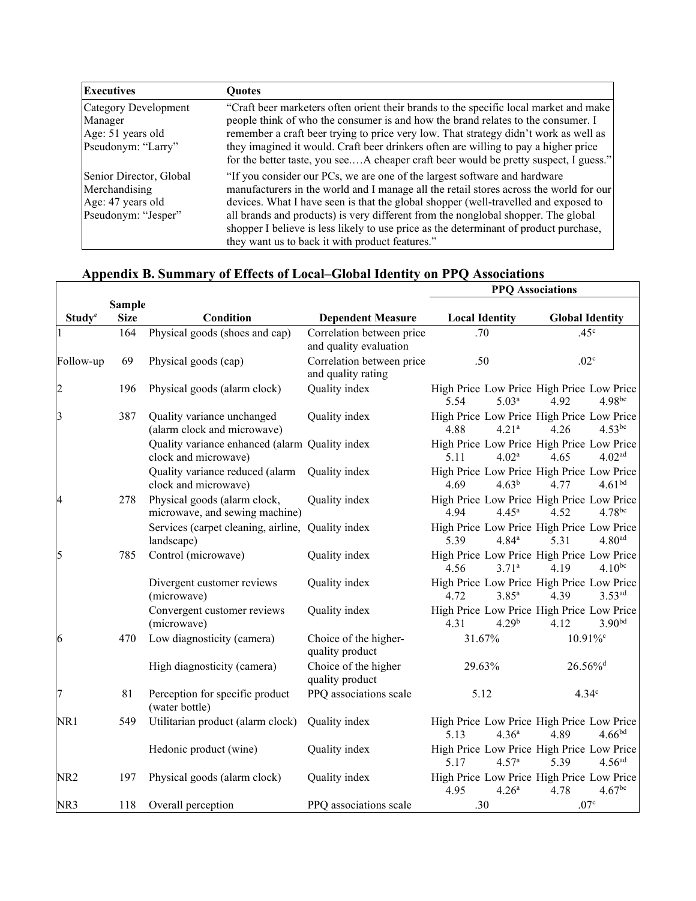| Executives | Quotes |
|---|---|
| Category Development Manager<br>Age: 51 years old<br>Pseudonym: "Larry" | "Craft beer marketers often orient their brands to the specific local market and make people think of who the consumer is and how the brand relates to the consumer. I remember a craft beer trying to price very low. That strategy didn't work as well as they imagined it would. Craft beer drinkers often are willing to pay a higher price for the better taste, you see.…A cheaper craft beer would be pretty suspect, I guess." |
| Senior Director, Global Merchandising<br>Age: 47 years old<br>Pseudonym: "Jesper" | "If you consider our PCs, we are one of the largest software and hardware manufacturers in the world and I manage all the retail stores across the world for our devices. What I have seen is that the global shopper (well-travelled and exposed to all brands and products) is very different from the nonglobal shopper. The global shopper I believe is less likely to use price as the determinant of product purchase, they want us to back it with product features." |

## Appendix B. Summary of Effects of Local–Global Identity on PPQ Associations

| | | | | PPQ Associations | | | |
|---|---|---|---|---|---|---|---|
| Study[e] | Sample Size | Condition | Dependent Measure | Local Identity | | Global Identity | |
| 1 | 164 | Physical goods (shoes and cap) | Correlation between price and quality evaluation | .70 | | .45[c] | |
| Follow-up | 69 | Physical goods (cap) | Correlation between price and quality rating | .50 | | .02[c] | |
| | | | | High Price | Low Price | High Price | Low Price |
| 2 | 196 | Physical goods (alarm clock) | Quality index | 5.54 | 5.03[a] | 4.92 | 4.98[bc] |
| 3 | 387 | Quality variance unchanged (alarm clock and microwave) | Quality index | 4.88 | 4.21[a] | 4.26 | 4.53[bc] |
| | | Quality variance enhanced (alarm clock and microwave) | Quality index | 5.11 | 4.02[a] | 4.65 | 4.02[ad] |
| | | Quality variance reduced (alarm clock and microwave) | Quality index | 4.69 | 4.63[b] | 4.77 | 4.61[bd] |
| 4 | 278 | Physical goods (alarm clock, microwave, and sewing machine) | Quality index | 4.94 | 4.45[a] | 4.52 | 4.78[bc] |
| | | Services (carpet cleaning, airline, landscape) | Quality index | 5.39 | 4.84[a] | 5.31 | 4.80[ad] |
| 5 | 785 | Control (microwave) | Quality index | 4.56 | 3.71[a] | 4.19 | 4.10[bc] |
| | | Divergent customer reviews (microwave) | Quality index | 4.72 | 3.85[a] | 4.39 | 3.53[ad] |
| | | Convergent customer reviews (microwave) | Quality index | 4.31 | 4.29[b] | 4.12 | 3.90[bd] |
| 6 | 470 | Low diagnosticity (camera) | Choice of the higher-quality product | 31.67% | | 10.91%[c] | |
| | | High diagnosticity (camera) | Choice of the higher quality product | 29.63% | | 26.56%[d] | |
| 7 | 81 | Perception for specific product (water bottle) | PPQ associations scale | 5.12 | | 4.34[c] | |
| NR1 | 549 | Utilitarian product (alarm clock) | Quality index | 5.13 | 4.36[a] | 4.89 | 4.66[bd] |
| | | Hedonic product (wine) | Quality index | 5.17 | 4.57[a] | 5.39 | 4.56[ad] |
| NR2 | 197 | Physical goods (alarm clock) | Quality index | 4.95 | 4.26[a] | 4.78 | 4.67[bc] |
| NR3 | 118 | Overall perception | PPQ associations scale | .30 | | .07[c] | |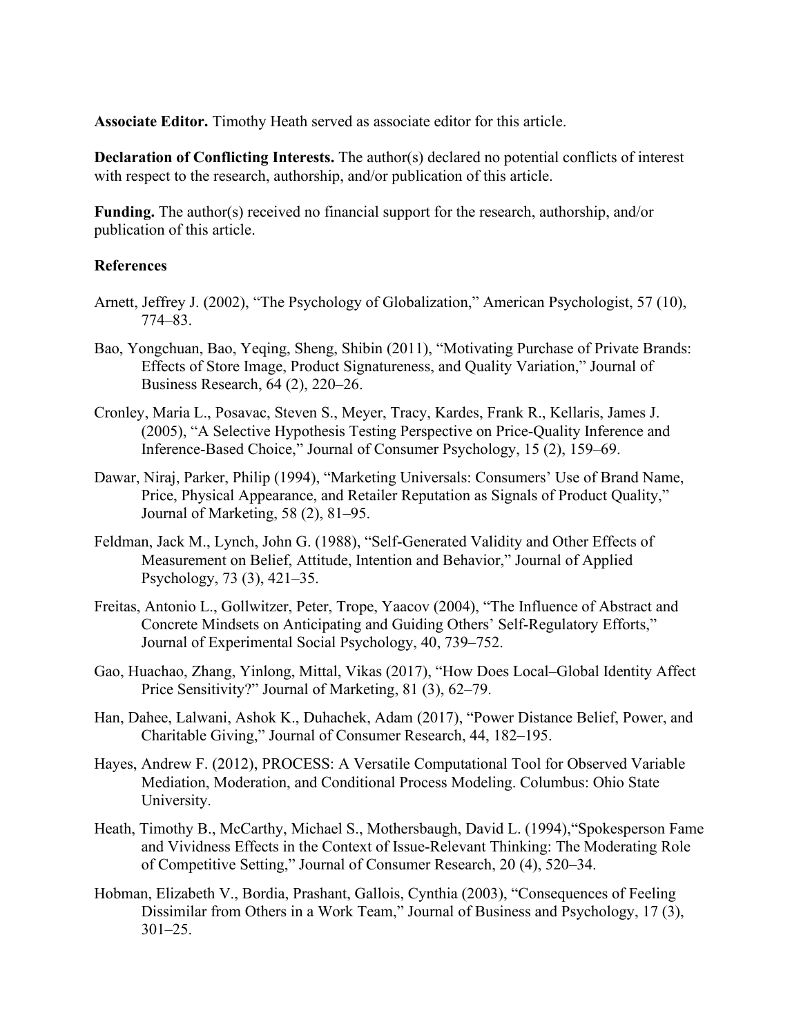**Associate Editor.** Timothy Heath served as associate editor for this article.

**Declaration of Conflicting Interests.** The author(s) declared no potential conflicts of interest with respect to the research, authorship, and/or publication of this article.

**Funding.** The author(s) received no financial support for the research, authorship, and/or publication of this article.

**References**

Arnett, Jeffrey J. (2002), "The Psychology of Globalization," American Psychologist, 57 (10), 774–83.

Bao, Yongchuan, Bao, Yeqing, Sheng, Shibin (2011), "Motivating Purchase of Private Brands: Effects of Store Image, Product Signatureness, and Quality Variation," Journal of Business Research, 64 (2), 220–26.

Cronley, Maria L., Posavac, Steven S., Meyer, Tracy, Kardes, Frank R., Kellaris, James J. (2005), "A Selective Hypothesis Testing Perspective on Price-Quality Inference and Inference-Based Choice," Journal of Consumer Psychology, 15 (2), 159–69.

Dawar, Niraj, Parker, Philip (1994), "Marketing Universals: Consumers' Use of Brand Name, Price, Physical Appearance, and Retailer Reputation as Signals of Product Quality," Journal of Marketing, 58 (2), 81–95.

Feldman, Jack M., Lynch, John G. (1988), "Self-Generated Validity and Other Effects of Measurement on Belief, Attitude, Intention and Behavior," Journal of Applied Psychology, 73 (3), 421–35.

Freitas, Antonio L., Gollwitzer, Peter, Trope, Yaacov (2004), "The Influence of Abstract and Concrete Mindsets on Anticipating and Guiding Others' Self-Regulatory Efforts," Journal of Experimental Social Psychology, 40, 739–752.

Gao, Huachao, Zhang, Yinlong, Mittal, Vikas (2017), "How Does Local–Global Identity Affect Price Sensitivity?" Journal of Marketing, 81 (3), 62–79.

Han, Dahee, Lalwani, Ashok K., Duhachek, Adam (2017), "Power Distance Belief, Power, and Charitable Giving," Journal of Consumer Research, 44, 182–195.

Hayes, Andrew F. (2012), PROCESS: A Versatile Computational Tool for Observed Variable Mediation, Moderation, and Conditional Process Modeling. Columbus: Ohio State University.

Heath, Timothy B., McCarthy, Michael S., Mothersbaugh, David L. (1994),"Spokesperson Fame and Vividness Effects in the Context of Issue-Relevant Thinking: The Moderating Role of Competitive Setting," Journal of Consumer Research, 20 (4), 520–34.

Hobman, Elizabeth V., Bordia, Prashant, Gallois, Cynthia (2003), "Consequences of Feeling Dissimilar from Others in a Work Team," Journal of Business and Psychology, 17 (3), 301–25.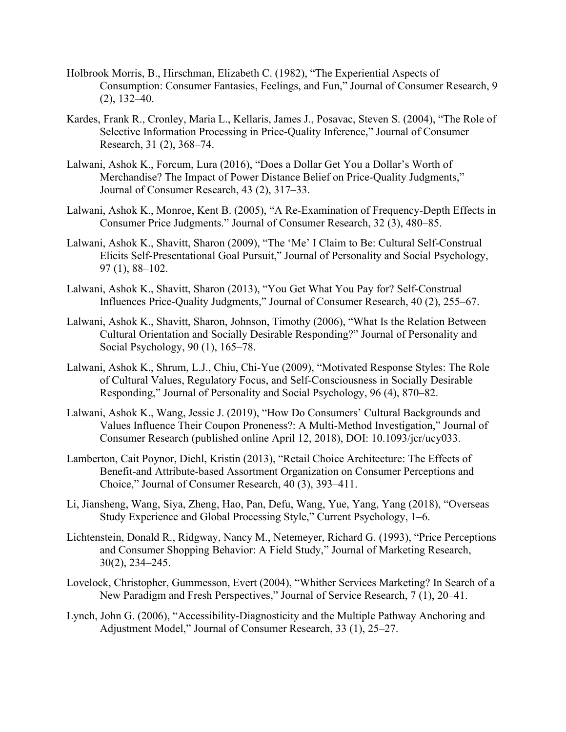Holbrook Morris, B., Hirschman, Elizabeth C. (1982), "The Experiential Aspects of Consumption: Consumer Fantasies, Feelings, and Fun," Journal of Consumer Research, 9 (2), 132–40.

Kardes, Frank R., Cronley, Maria L., Kellaris, James J., Posavac, Steven S. (2004), "The Role of Selective Information Processing in Price-Quality Inference," Journal of Consumer Research, 31 (2), 368–74.

Lalwani, Ashok K., Forcum, Lura (2016), "Does a Dollar Get You a Dollar's Worth of Merchandise? The Impact of Power Distance Belief on Price-Quality Judgments," Journal of Consumer Research, 43 (2), 317–33.

Lalwani, Ashok K., Monroe, Kent B. (2005), "A Re-Examination of Frequency-Depth Effects in Consumer Price Judgments." Journal of Consumer Research, 32 (3), 480–85.

Lalwani, Ashok K., Shavitt, Sharon (2009), "The 'Me' I Claim to Be: Cultural Self-Construal Elicits Self-Presentational Goal Pursuit," Journal of Personality and Social Psychology, 97 (1), 88–102.

Lalwani, Ashok K., Shavitt, Sharon (2013), "You Get What You Pay for? Self-Construal Influences Price-Quality Judgments," Journal of Consumer Research, 40 (2), 255–67.

Lalwani, Ashok K., Shavitt, Sharon, Johnson, Timothy (2006), "What Is the Relation Between Cultural Orientation and Socially Desirable Responding?" Journal of Personality and Social Psychology, 90 (1), 165–78.

Lalwani, Ashok K., Shrum, L.J., Chiu, Chi-Yue (2009), "Motivated Response Styles: The Role of Cultural Values, Regulatory Focus, and Self-Consciousness in Socially Desirable Responding," Journal of Personality and Social Psychology, 96 (4), 870–82.

Lalwani, Ashok K., Wang, Jessie J. (2019), "How Do Consumers' Cultural Backgrounds and Values Influence Their Coupon Proneness?: A Multi-Method Investigation," Journal of Consumer Research (published online April 12, 2018), DOI: 10.1093/jcr/ucy033.

Lamberton, Cait Poynor, Diehl, Kristin (2013), "Retail Choice Architecture: The Effects of Benefit-and Attribute-based Assortment Organization on Consumer Perceptions and Choice," Journal of Consumer Research, 40 (3), 393–411.

Li, Jiansheng, Wang, Siya, Zheng, Hao, Pan, Defu, Wang, Yue, Yang, Yang (2018), "Overseas Study Experience and Global Processing Style," Current Psychology, 1–6.

Lichtenstein, Donald R., Ridgway, Nancy M., Netemeyer, Richard G. (1993), "Price Perceptions and Consumer Shopping Behavior: A Field Study," Journal of Marketing Research, 30(2), 234–245.

Lovelock, Christopher, Gummesson, Evert (2004), "Whither Services Marketing? In Search of a New Paradigm and Fresh Perspectives," Journal of Service Research, 7 (1), 20–41.

Lynch, John G. (2006), "Accessibility-Diagnosticity and the Multiple Pathway Anchoring and Adjustment Model," Journal of Consumer Research, 33 (1), 25–27.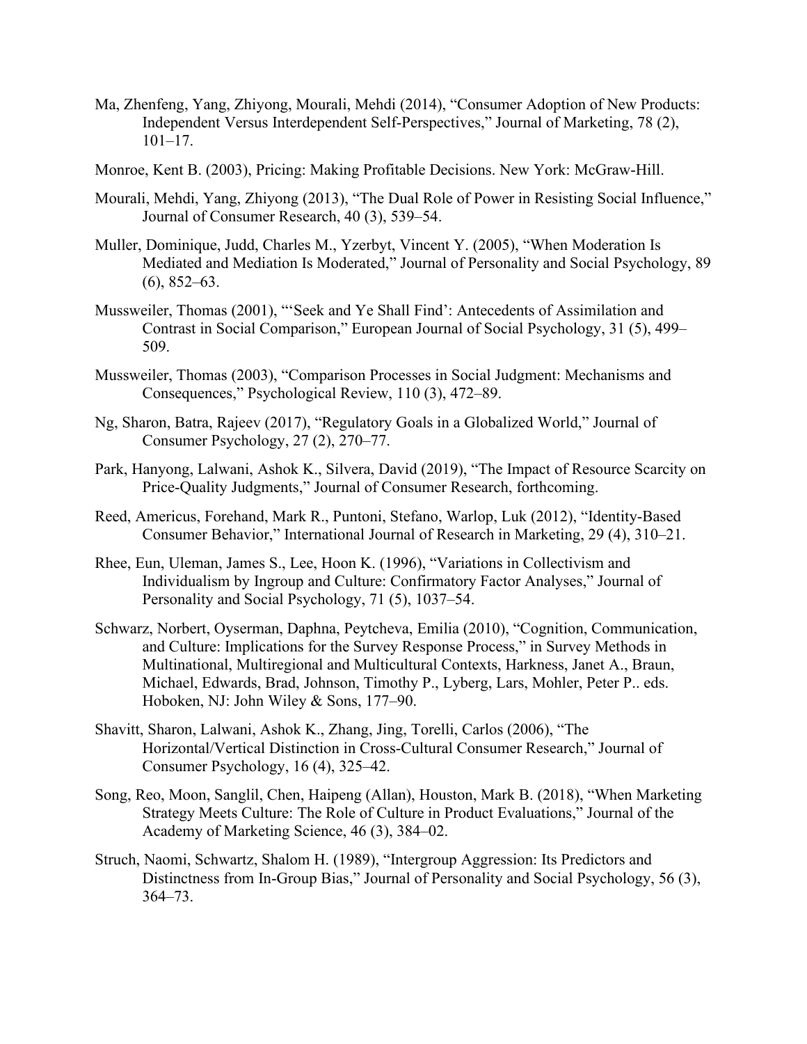Ma, Zhenfeng, Yang, Zhiyong, Mourali, Mehdi (2014), "Consumer Adoption of New Products: Independent Versus Interdependent Self-Perspectives," Journal of Marketing, 78 (2), 101–17.

Monroe, Kent B. (2003), Pricing: Making Profitable Decisions. New York: McGraw-Hill.

Mourali, Mehdi, Yang, Zhiyong (2013), "The Dual Role of Power in Resisting Social Influence," Journal of Consumer Research, 40 (3), 539–54.

Muller, Dominique, Judd, Charles M., Yzerbyt, Vincent Y. (2005), "When Moderation Is Mediated and Mediation Is Moderated," Journal of Personality and Social Psychology, 89 (6), 852–63.

Mussweiler, Thomas (2001), "'Seek and Ye Shall Find': Antecedents of Assimilation and Contrast in Social Comparison," European Journal of Social Psychology, 31 (5), 499–509.

Mussweiler, Thomas (2003), "Comparison Processes in Social Judgment: Mechanisms and Consequences," Psychological Review, 110 (3), 472–89.

Ng, Sharon, Batra, Rajeev (2017), "Regulatory Goals in a Globalized World," Journal of Consumer Psychology, 27 (2), 270–77.

Park, Hanyong, Lalwani, Ashok K., Silvera, David (2019), "The Impact of Resource Scarcity on Price-Quality Judgments," Journal of Consumer Research, forthcoming.

Reed, Americus, Forehand, Mark R., Puntoni, Stefano, Warlop, Luk (2012), "Identity-Based Consumer Behavior," International Journal of Research in Marketing, 29 (4), 310–21.

Rhee, Eun, Uleman, James S., Lee, Hoon K. (1996), "Variations in Collectivism and Individualism by Ingroup and Culture: Confirmatory Factor Analyses," Journal of Personality and Social Psychology, 71 (5), 1037–54.

Schwarz, Norbert, Oyserman, Daphna, Peytcheva, Emilia (2010), "Cognition, Communication, and Culture: Implications for the Survey Response Process," in Survey Methods in Multinational, Multiregional and Multicultural Contexts, Harkness, Janet A., Braun, Michael, Edwards, Brad, Johnson, Timothy P., Lyberg, Lars, Mohler, Peter P.. eds. Hoboken, NJ: John Wiley & Sons, 177–90.

Shavitt, Sharon, Lalwani, Ashok K., Zhang, Jing, Torelli, Carlos (2006), "The Horizontal/Vertical Distinction in Cross-Cultural Consumer Research," Journal of Consumer Psychology, 16 (4), 325–42.

Song, Reo, Moon, Sanglil, Chen, Haipeng (Allan), Houston, Mark B. (2018), "When Marketing Strategy Meets Culture: The Role of Culture in Product Evaluations," Journal of the Academy of Marketing Science, 46 (3), 384–02.

Struch, Naomi, Schwartz, Shalom H. (1989), "Intergroup Aggression: Its Predictors and Distinctness from In-Group Bias," Journal of Personality and Social Psychology, 56 (3), 364–73.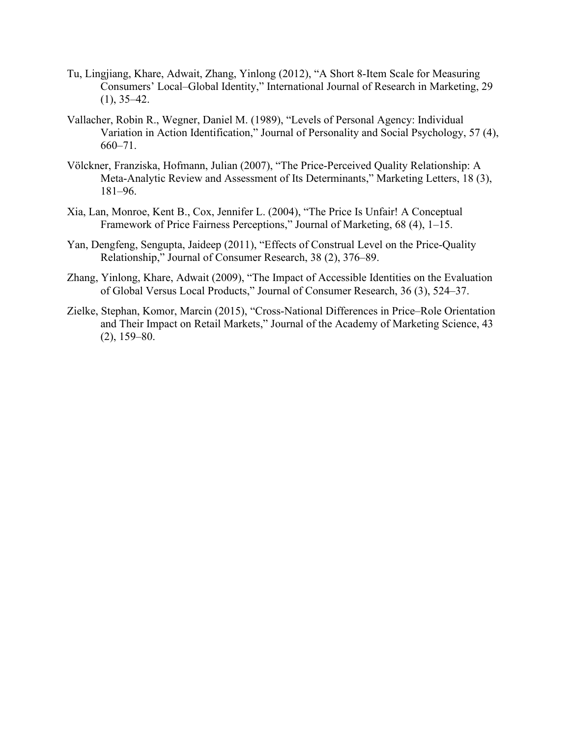Tu, Lingjiang, Khare, Adwait, Zhang, Yinlong (2012), "A Short 8-Item Scale for Measuring Consumers' Local–Global Identity," International Journal of Research in Marketing, 29 (1), 35–42.

Vallacher, Robin R., Wegner, Daniel M. (1989), "Levels of Personal Agency: Individual Variation in Action Identification," Journal of Personality and Social Psychology, 57 (4), 660–71.

Völckner, Franziska, Hofmann, Julian (2007), "The Price-Perceived Quality Relationship: A Meta-Analytic Review and Assessment of Its Determinants," Marketing Letters, 18 (3), 181–96.

Xia, Lan, Monroe, Kent B., Cox, Jennifer L. (2004), "The Price Is Unfair! A Conceptual Framework of Price Fairness Perceptions," Journal of Marketing, 68 (4), 1–15.

Yan, Dengfeng, Sengupta, Jaideep (2011), "Effects of Construal Level on the Price-Quality Relationship," Journal of Consumer Research, 38 (2), 376–89.

Zhang, Yinlong, Khare, Adwait (2009), "The Impact of Accessible Identities on the Evaluation of Global Versus Local Products," Journal of Consumer Research, 36 (3), 524–37.

Zielke, Stephan, Komor, Marcin (2015), "Cross-National Differences in Price–Role Orientation and Their Impact on Retail Markets," Journal of the Academy of Marketing Science, 43 (2), 159–80.